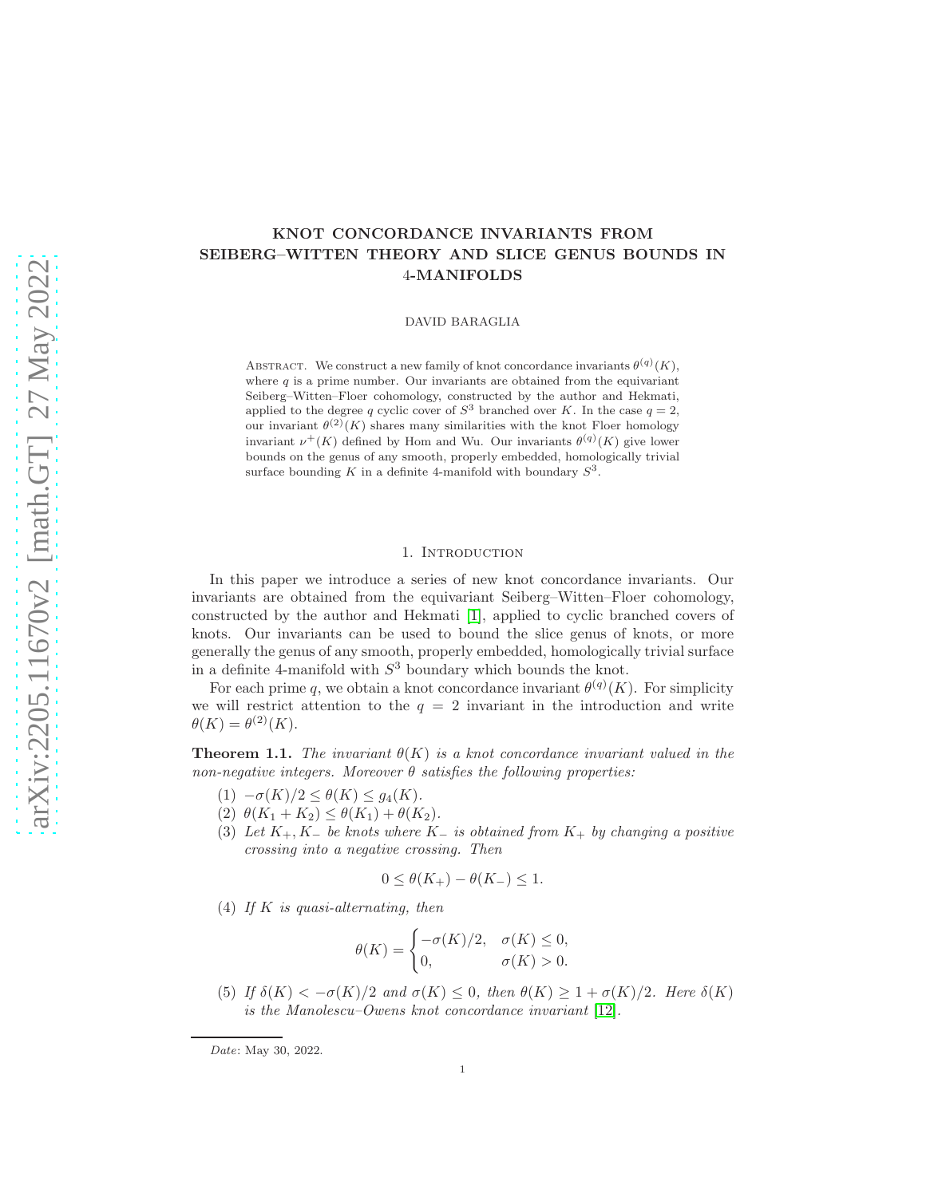# KNOT CONCORDANCE INVARIANTS FROM SEIBERG–WITTEN THEORY AND SLICE GENUS BOUNDS IN 4-MANIFOLDS

DAVID BARAGLIA

Abstract. We construct a new family of knot concordance invariants $\theta^{(q)}(K)$, where $q$ is a prime number. Our invariants are obtained from the equivariant Seiberg–Witten–Floer cohomology, constructed by the author and Hekmati, applied to the degree $q$ cyclic cover of $S^3$ branched over $K$. In the case $q = 2$, our invariant $\theta^{(2)}(K)$ shares many similarities with the knot Floer homology invariant $\nu^+(K)$ defined by Hom and Wu. Our invariants $\theta^{(q)}(K)$ give lower bounds on the genus of any smooth, properly embedded, homologically trivial surface bounding $K$ in a definite 4-manifold with boundary $S^3$.

## 1. Introduction

In this paper we introduce a series of new knot concordance invariants. Our invariants are obtained from the equivariant Seiberg–Witten–Floer cohomology, constructed by the author and Hekmati [1], applied to cyclic branched covers of knots. Our invariants can be used to bound the slice genus of knots, or more generally the genus of any smooth, properly embedded, homologically trivial surface in a definite 4-manifold with $S^3$ boundary which bounds the knot.

For each prime $q$, we obtain a knot concordance invariant $\theta^{(q)}(K)$. For simplicity we will restrict attention to the $q = 2$ invariant in the introduction and write $\theta(K) = \theta^{(2)}(K)$.

**Theorem 1.1.** *The invariant $\theta(K)$ is a knot concordance invariant valued in the non-negative integers. Moreover $\theta$ satisfies the following properties:*

1. $-\sigma(K)/2 \le \theta(K) \le g_4(K)$.
2. $\theta(K_1 + K_2) \le \theta(K_1) + \theta(K_2)$.
3. *Let $K_+, K_-$ be knots where $K_-$ is obtained from $K_+$ by changing a positive crossing into a negative crossing. Then*
$$0 \le \theta(K_+) - \theta(K_-) \le 1.$$
4. *If $K$ is quasi-alternating, then*
$$\theta(K) = \begin{cases} -\sigma(K)/2, & \sigma(K) \le 0, \\ 0, & \sigma(K) > 0. \end{cases}$$
5. *If $\delta(K) < -\sigma(K)/2$ and $\sigma(K) \le 0$, then $\theta(K) \ge 1 + \sigma(K)/2$. Here $\delta(K)$ is the Manolescu–Owens knot concordance invariant [12].*

*Date*: May 30, 2022.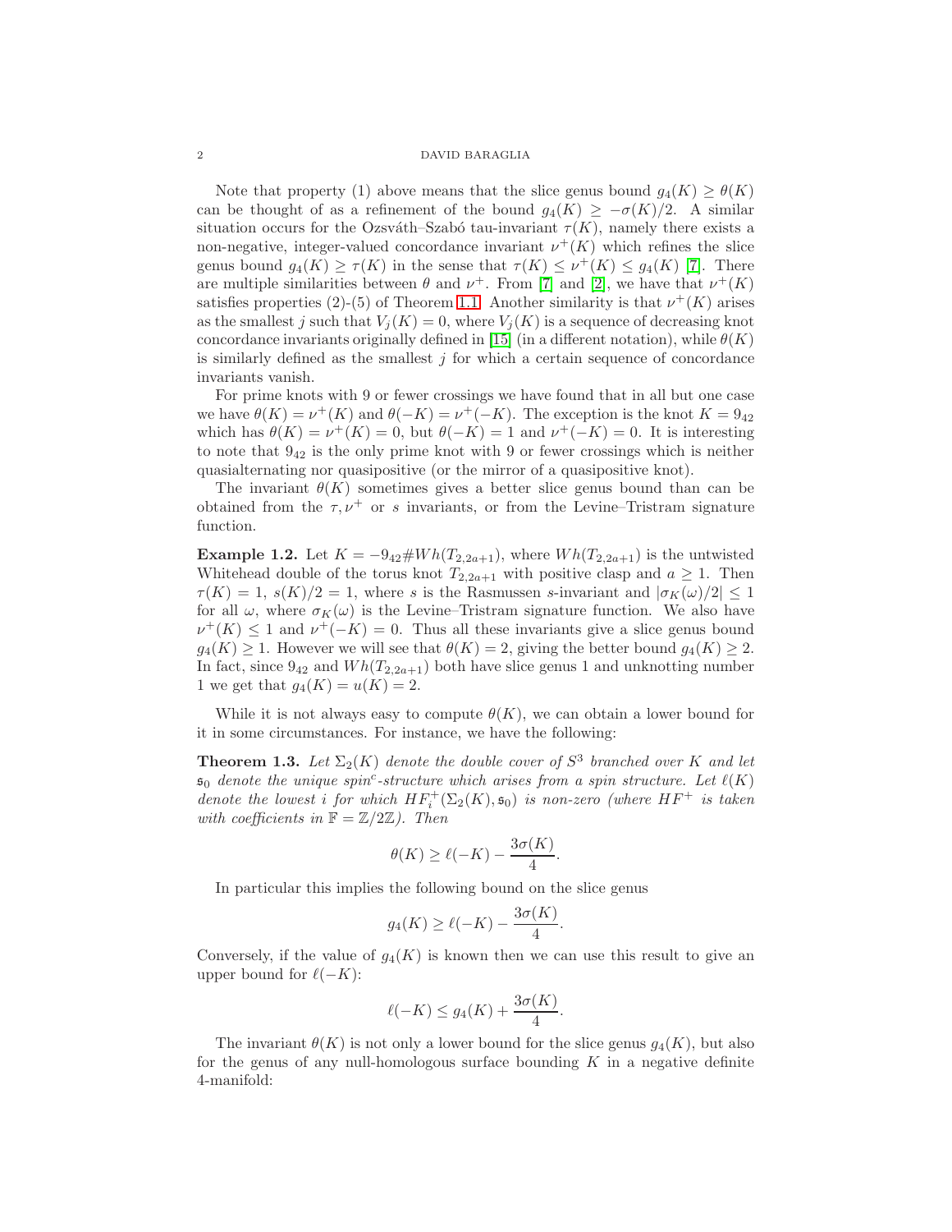Note that property (1) above means that the slice genus bound $g_4(K) \geq \theta(K)$ can be thought of as a refinement of the bound $g_4(K) \geq -\sigma(K)/2$. A similar situation occurs for the Ozsváth–Szabó tau-invariant $\tau(K)$, namely there exists a non-negative, integer-valued concordance invariant $\nu^+(K)$ which refines the slice genus bound $g_4(K) \geq \tau(K)$ in the sense that $\tau(K) \leq \nu^+(K) \leq g_4(K)$ [7]. There are multiple similarities between $\theta$ and $\nu^+$. From [7] and [2], we have that $\nu^+(K)$ satisfies properties (2)-(5) of Theorem 1.1. Another similarity is that $\nu^+(K)$ arises as the smallest $j$ such that $V_j(K) = 0$, where $V_j(K)$ is a sequence of decreasing knot concordance invariants originally defined in [15] (in a different notation), while $\theta(K)$ is similarly defined as the smallest $j$ for which a certain sequence of concordance invariants vanish.

For prime knots with 9 or fewer crossings we have found that in all but one case we have $\theta(K) = \nu^+(K)$ and $\theta(-K) = \nu^+(-K)$. The exception is the knot $K = 9_{42}$ which has $\theta(K) = \nu^+(K) = 0$, but $\theta(-K) = 1$ and $\nu^+(-K) = 0$. It is interesting to note that $9_{42}$ is the only prime knot with 9 or fewer crossings which is neither quasialternating nor quasipositive (or the mirror of a quasipositive knot).

The invariant $\theta(K)$ sometimes gives a better slice genus bound than can be obtained from the $\tau, \nu^+$ or $s$ invariants, or from the Levine–Tristram signature function.

**Example 1.2.** Let $K = -9_{42} \# Wh(T_{2,2a+1})$, where $Wh(T_{2,2a+1})$ is the untwisted Whitehead double of the torus knot $T_{2,2a+1}$ with positive clasp and $a \geq 1$. Then $\tau(K) = 1$, $s(K)/2 = 1$, where $s$ is the Rasmussen $s$-invariant and $|\sigma_K(\omega)/2| \leq 1$ for all $\omega$, where $\sigma_K(\omega)$ is the Levine–Tristram signature function. We also have $\nu^+(K) \leq 1$ and $\nu^+(-K) = 0$. Thus all these invariants give a slice genus bound $g_4(K) \geq 1$. However we will see that $\theta(K) = 2$, giving the better bound $g_4(K) \geq 2$. In fact, since $9_{42}$ and $Wh(T_{2,2a+1})$ both have slice genus 1 and unknotting number 1 we get that $g_4(K) = u(K) = 2$.

While it is not always easy to compute $\theta(K)$, we can obtain a lower bound for it in some circumstances. For instance, we have the following:

**Theorem 1.3.** *Let $\Sigma_2(K)$ denote the double cover of $S^3$ branched over $K$ and let $\mathfrak{s}_0$ denote the unique spin$^c$-structure which arises from a spin structure. Let $\ell(K)$ denote the lowest $i$ for which $HF^+_i(\Sigma_2(K), \mathfrak{s}_0)$ is non-zero (where $HF^+$ is taken with coefficients in $\mathbb{F} = \mathbb{Z}/2\mathbb{Z}$). Then*

$$\theta(K) \geq \ell(-K) - \frac{3\sigma(K)}{4}.$$

In particular this implies the following bound on the slice genus

$$g_4(K) \geq \ell(-K) - \frac{3\sigma(K)}{4}.$$

Conversely, if the value of $g_4(K)$ is known then we can use this result to give an upper bound for $\ell(-K)$:

$$\ell(-K) \leq g_4(K) + \frac{3\sigma(K)}{4}.$$

The invariant $\theta(K)$ is not only a lower bound for the slice genus $g_4(K)$, but also for the genus of any null-homologous surface bounding $K$ in a negative definite 4-manifold: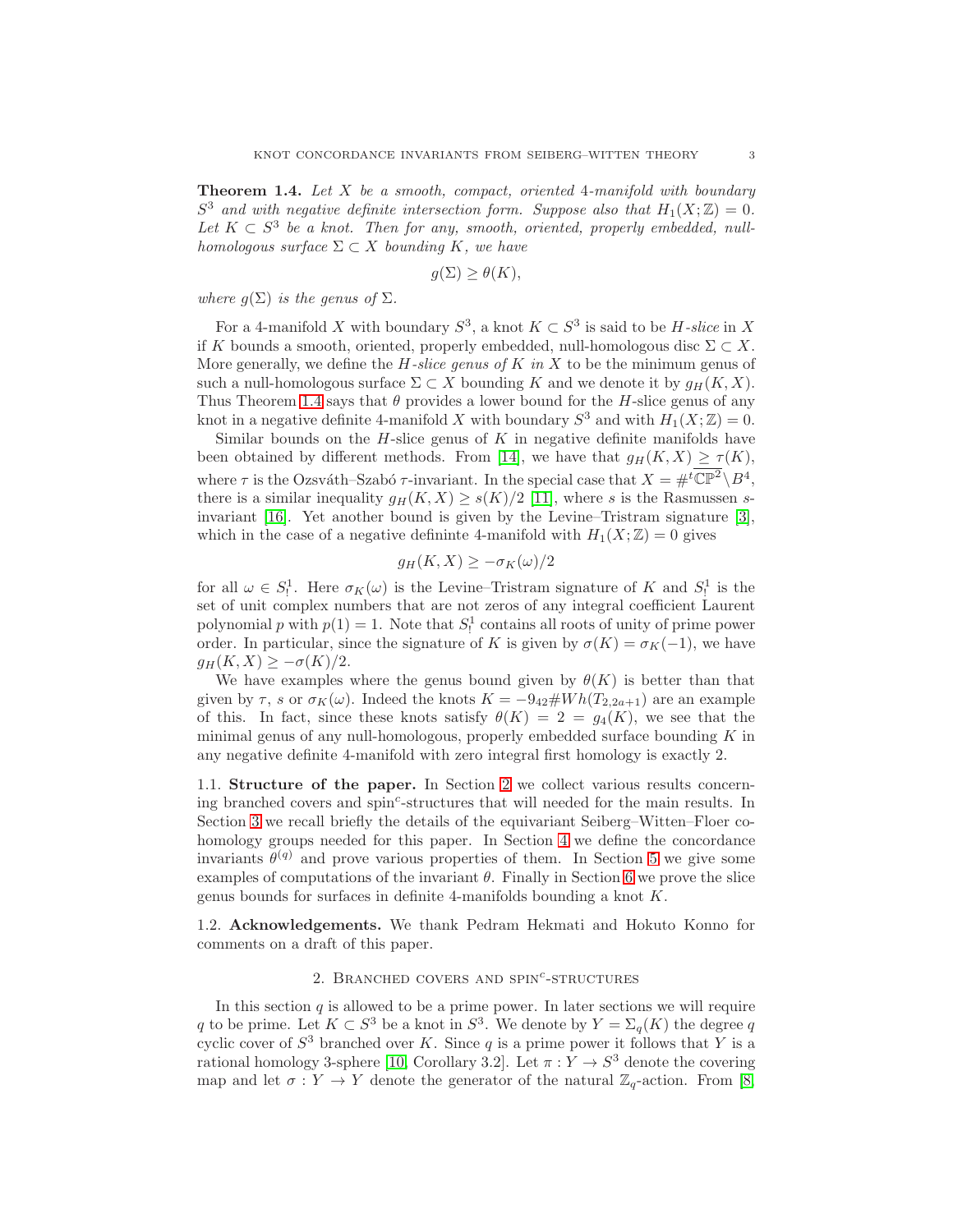**Theorem 1.4.** *Let $X$ be a smooth, compact, oriented 4-manifold with boundary $S^3$ and with negative definite intersection form. Suppose also that $H_1(X;\mathbb{Z}) = 0$. Let $K \subset S^3$ be a knot. Then for any, smooth, oriented, properly embedded, null-homologous surface $\Sigma \subset X$ bounding $K$, we have*

$$g(\Sigma) \geq \theta(K),$$

*where $g(\Sigma)$ is the genus of $\Sigma$.*

For a 4-manifold $X$ with boundary $S^3$, a knot $K \subset S^3$ is said to be *$H$-slice* in $X$ if $K$ bounds a smooth, oriented, properly embedded, null-homologous disc $\Sigma \subset X$. More generally, we define the *$H$-slice genus of $K$ in $X$* to be the minimum genus of such a null-homologous surface $\Sigma \subset X$ bounding $K$ and we denote it by $g_H(K, X)$. Thus Theorem 1.4 says that $\theta$ provides a lower bound for the $H$-slice genus of any knot in a negative definite 4-manifold $X$ with boundary $S^3$ and with $H_1(X;\mathbb{Z}) = 0$.

Similar bounds on the $H$-slice genus of $K$ in negative definite manifolds have been obtained by different methods. From [14], we have that $g_H(K, X) \geq \tau(K)$, where $\tau$ is the Ozsváth–Szabó $\tau$-invariant. In the special case that $X = \#^t \overline{\mathbb{CP}^2} \setminus B^4$, there is a similar inequality $g_H(K, X) \geq s(K)/2$ [11], where $s$ is the Rasmussen $s$-invariant [16]. Yet another bound is given by the Levine–Tristram signature [3], which in the case of a negative defininte 4-manifold with $H_1(X;\mathbb{Z}) = 0$ gives

$$g_H(K, X) \geq -\sigma_K(\omega)/2$$

for all $\omega \in S^1_!$. Here $\sigma_K(\omega)$ is the Levine–Tristram signature of $K$ and $S^1_!$ is the set of unit complex numbers that are not zeros of any integral coefficient Laurent polynomial $p$ with $p(1) = 1$. Note that $S^1_!$ contains all roots of unity of prime power order. In particular, since the signature of $K$ is given by $\sigma(K) = \sigma_K(-1)$, we have $g_H(K, X) \geq -\sigma(K)/2$.

We have examples where the genus bound given by $\theta(K)$ is better than that given by $\tau$, $s$ or $\sigma_K(\omega)$. Indeed the knots $K = -9_{42} \# Wh(T_{2,2a+1})$ are an example of this. In fact, since these knots satisfy $\theta(K) = 2 = g_4(K)$, we see that the minimal genus of any null-homologous, properly embedded surface bounding $K$ in any negative definite 4-manifold with zero integral first homology is exactly 2.

### 1.1. Structure of the paper.

In Section 2 we collect various results concerning branched covers and spin$^c$-structures that will needed for the main results. In Section 3 we recall briefly the details of the equivariant Seiberg–Witten–Floer cohomology groups needed for this paper. In Section 4 we define the concordance invariants $\theta^{(q)}$ and prove various properties of them. In Section 5 we give some examples of computations of the invariant $\theta$. Finally in Section 6 we prove the slice genus bounds for surfaces in definite 4-manifolds bounding a knot $K$.

### 1.2. Acknowledgements.

We thank Pedram Hekmati and Hokuto Konno for comments on a draft of this paper.

## 2. Branched covers and spin$^c$-structures

In this section $q$ is allowed to be a prime power. In later sections we will require $q$ to be prime. Let $K \subset S^3$ be a knot in $S^3$. We denote by $Y = \Sigma_q(K)$ the degree $q$ cyclic cover of $S^3$ branched over $K$. Since $q$ is a prime power it follows that $Y$ is a rational homology 3-sphere [10, Corollary 3.2]. Let $\pi : Y \to S^3$ denote the covering map and let $\sigma : Y \to Y$ denote the generator of the natural $\mathbb{Z}_q$-action. From [8]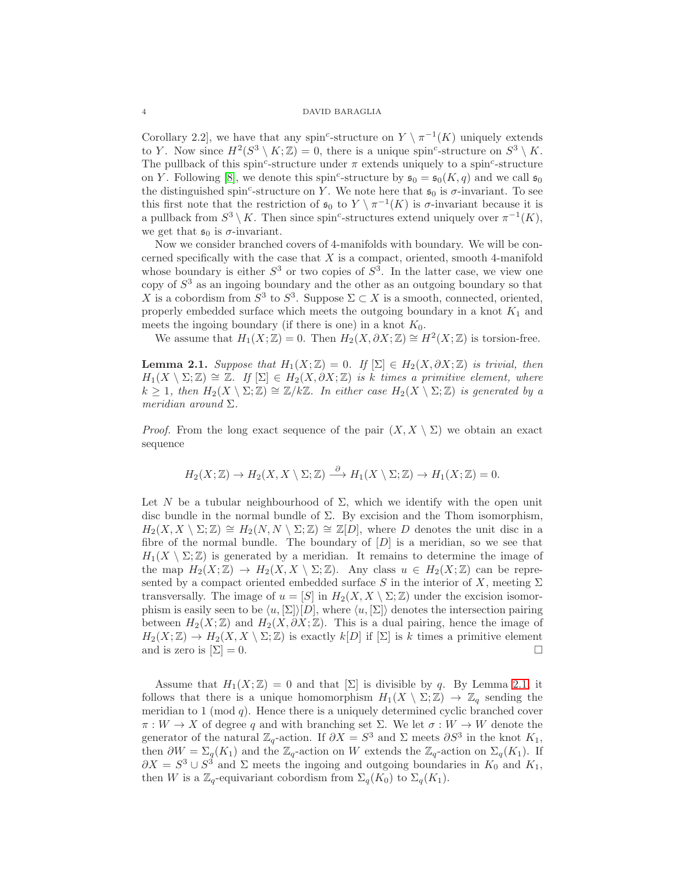Corollary 2.2], we have that any spin$^c$-structure on $Y \setminus \pi^{-1}(K)$ uniquely extends to $Y$. Now since $H^2(S^3 \setminus K; \mathbb{Z}) = 0$, there is a unique spin$^c$-structure on $S^3 \setminus K$. The pullback of this spin$^c$-structure under $\pi$ extends uniquely to a spin$^c$-structure on $Y$. Following [8], we denote this spin$^c$-structure by $\mathfrak{s}_0 = \mathfrak{s}_0(K, q)$ and we call $\mathfrak{s}_0$ the distinguished spin$^c$-structure on $Y$. We note here that $\mathfrak{s}_0$ is $\sigma$-invariant. To see this first note that the restriction of $\mathfrak{s}_0$ to $Y \setminus \pi^{-1}(K)$ is $\sigma$-invariant because it is a pullback from $S^3 \setminus K$. Then since spin$^c$-structures extend uniquely over $\pi^{-1}(K)$, we get that $\mathfrak{s}_0$ is $\sigma$-invariant.

Now we consider branched covers of 4-manifolds with boundary. We will be concerned specifically with the case that $X$ is a compact, oriented, smooth 4-manifold whose boundary is either $S^3$ or two copies of $S^3$. In the latter case, we view one copy of $S^3$ as an ingoing boundary and the other as an outgoing boundary so that $X$ is a cobordism from $S^3$ to $S^3$. Suppose $\Sigma \subset X$ is a smooth, connected, oriented, properly embedded surface which meets the outgoing boundary in a knot $K_1$ and meets the ingoing boundary (if there is one) in a knot $K_0$.

We assume that $H_1(X; \mathbb{Z}) = 0$. Then $H_2(X, \partial X; \mathbb{Z}) \cong H^2(X; \mathbb{Z})$ is torsion-free.

**Lemma 2.1.** *Suppose that $H_1(X; \mathbb{Z}) = 0$. If $[\Sigma] \in H_2(X, \partial X; \mathbb{Z})$ is trivial, then $H_1(X \setminus \Sigma; \mathbb{Z}) \cong \mathbb{Z}$. If $[\Sigma] \in H_2(X, \partial X; \mathbb{Z})$ is $k$ times a primitive element, where $k \geq 1$, then $H_2(X \setminus \Sigma; \mathbb{Z}) \cong \mathbb{Z}/k\mathbb{Z}$. In either case $H_2(X \setminus \Sigma; \mathbb{Z})$ is generated by a meridian around $\Sigma$.*

*Proof.* From the long exact sequence of the pair $(X, X \setminus \Sigma)$ we obtain an exact sequence

$$H_2(X; \mathbb{Z}) \to H_2(X, X \setminus \Sigma; \mathbb{Z}) \xrightarrow{\partial} H_1(X \setminus \Sigma; \mathbb{Z}) \to H_1(X; \mathbb{Z}) = 0.$$

Let $N$ be a tubular neighbourhood of $\Sigma$, which we identify with the open unit disc bundle in the normal bundle of $\Sigma$. By excision and the Thom isomorphism, $H_2(X, X \setminus \Sigma; \mathbb{Z}) \cong H_2(N, N \setminus \Sigma; \mathbb{Z}) \cong \mathbb{Z}[D]$, where $D$ denotes the unit disc in a fibre of the normal bundle. The boundary of $[D]$ is a meridian, so we see that $H_1(X \setminus \Sigma; \mathbb{Z})$ is generated by a meridian. It remains to determine the image of the map $H_2(X; \mathbb{Z}) \to H_2(X, X \setminus \Sigma; \mathbb{Z})$. Any class $u \in H_2(X; \mathbb{Z})$ can be represented by a compact oriented embedded surface $S$ in the interior of $X$, meeting $\Sigma$ transversally. The image of $u = [S]$ in $H_2(X, X \setminus \Sigma; \mathbb{Z})$ under the excision isomorphism is easily seen to be $\langle u, [\Sigma] \rangle [D]$, where $\langle u, [\Sigma] \rangle$ denotes the intersection pairing between $H_2(X; \mathbb{Z})$ and $H_2(X, \partial X; \mathbb{Z})$. This is a dual pairing, hence the image of $H_2(X; \mathbb{Z}) \to H_2(X, X \setminus \Sigma; \mathbb{Z})$ is exactly $k[D]$ if $[\Sigma]$ is $k$ times a primitive element and is zero is $[\Sigma] = 0$. □

Assume that $H_1(X; \mathbb{Z}) = 0$ and that $[\Sigma]$ is divisible by $q$. By Lemma 2.1, it follows that there is a unique homomorphism $H_1(X \setminus \Sigma; \mathbb{Z}) \to \mathbb{Z}_q$ sending the meridian to 1 (mod $q$). Hence there is a uniquely determined cyclic branched cover $\pi : W \to X$ of degree $q$ and with branching set $\Sigma$. We let $\sigma : W \to W$ denote the generator of the natural $\mathbb{Z}_q$-action. If $\partial X = S^3$ and $\Sigma$ meets $\partial S^3$ in the knot $K_1$, then $\partial W = \Sigma_q(K_1)$ and the $\mathbb{Z}_q$-action on $W$ extends the $\mathbb{Z}_q$-action on $\Sigma_q(K_1)$. If $\partial X = S^3 \cup S^3$ and $\Sigma$ meets the ingoing and outgoing boundaries in $K_0$ and $K_1$, then $W$ is a $\mathbb{Z}_q$-equivariant cobordism from $\Sigma_q(K_0)$ to $\Sigma_q(K_1)$.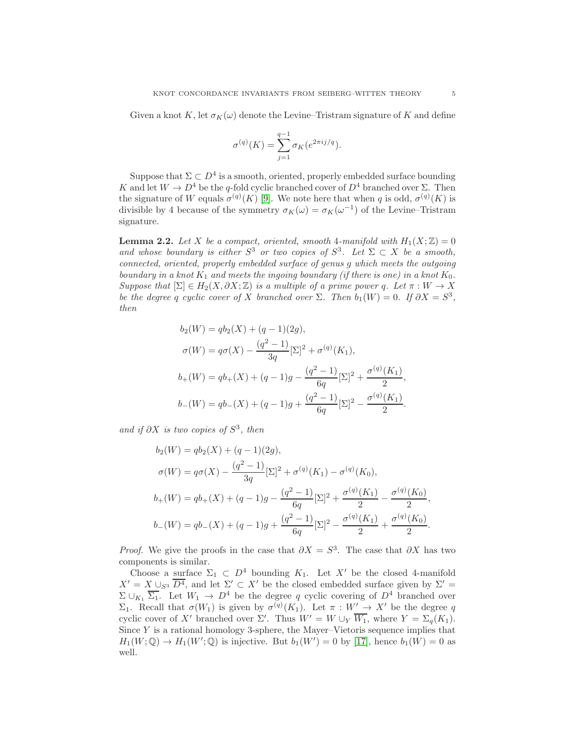Given a knot $K$, let $\sigma_K(\omega)$ denote the Levine–Tristram signature of $K$ and define

$$\sigma^{(q)}(K) = \sum_{j=1}^{q-1} \sigma_K(e^{2\pi i j/q}).$$

Suppose that $\Sigma \subset D^4$ is a smooth, oriented, properly embedded surface bounding $K$ and let $W \to D^4$ be the $q$-fold cyclic branched cover of $D^4$ branched over $\Sigma$. Then the signature of $W$ equals $\sigma^{(q)}(K)$ [9]. We note here that when $q$ is odd, $\sigma^{(q)}(K)$ is divisible by 4 because of the symmetry $\sigma_K(\omega) = \sigma_K(\omega^{-1})$ of the Levine–Tristram signature.

**Lemma 2.2.** *Let $X$ be a compact, oriented, smooth 4-manifold with $H_1(X;\mathbb{Z}) = 0$ and whose boundary is either $S^3$ or two copies of $S^3$. Let $\Sigma \subset X$ be a smooth, connected, oriented, properly embedded surface of genus $g$ which meets the outgoing boundary in a knot $K_1$ and meets the ingoing boundary (if there is one) in a knot $K_0$. Suppose that $[\Sigma] \in H_2(X, \partial X; \mathbb{Z})$ is a multiple of a prime power $q$. Let $\pi : W \to X$ be the degree $q$ cyclic cover of $X$ branched over $\Sigma$. Then $b_1(W) = 0$. If $\partial X = S^3$, then*

$$\begin{aligned}
b_2(W) &= q b_2(X) + (q-1)(2g), \\
\sigma(W) &= q\sigma(X) - \frac{(q^2-1)}{3q}[\Sigma]^2 + \sigma^{(q)}(K_1), \\
b_+(W) &= q b_+(X) + (q-1)g - \frac{(q^2-1)}{6q}[\Sigma]^2 + \frac{\sigma^{(q)}(K_1)}{2}, \\
b_-(W) &= q b_-(X) + (q-1)g + \frac{(q^2-1)}{6q}[\Sigma]^2 - \frac{\sigma^{(q)}(K_1)}{2}.
\end{aligned}$$

*and if $\partial X$ is two copies of $S^3$, then*

$$\begin{aligned}
b_2(W) &= q b_2(X) + (q-1)(2g), \\
\sigma(W) &= q\sigma(X) - \frac{(q^2-1)}{3q}[\Sigma]^2 + \sigma^{(q)}(K_1) - \sigma^{(q)}(K_0), \\
b_+(W) &= q b_+(X) + (q-1)g - \frac{(q^2-1)}{6q}[\Sigma]^2 + \frac{\sigma^{(q)}(K_1)}{2} - \frac{\sigma^{(q)}(K_0)}{2}, \\
b_-(W) &= q b_-(X) + (q-1)g + \frac{(q^2-1)}{6q}[\Sigma]^2 - \frac{\sigma^{(q)}(K_1)}{2} + \frac{\sigma^{(q)}(K_0)}{2}.
\end{aligned}$$

*Proof.* We give the proofs in the case that $\partial X = S^3$. The case that $\partial X$ has two components is similar.

Choose a surface $\Sigma_1 \subset D^4$ bounding $K_1$. Let $X'$ be the closed 4-manifold $X' = X \cup_{S^3} \overline{D^4}$, and let $\Sigma' \subset X'$ be the closed embedded surface given by $\Sigma' = \Sigma \cup_{K_1} \overline{\Sigma_1}$. Let $W_1 \to D^4$ be the degree $q$ cyclic covering of $D^4$ branched over $\Sigma_1$. Recall that $\sigma(W_1)$ is given by $\sigma^{(q)}(K_1)$. Let $\pi : W' \to X'$ be the degree $q$ cyclic cover of $X'$ branched over $\Sigma'$. Thus $W' = W \cup_Y \overline{W_1}$, where $Y = \Sigma_q(K_1)$. Since $Y$ is a rational homology 3-sphere, the Mayer–Vietoris sequence implies that $H_1(W;\mathbb{Q}) \to H_1(W';\mathbb{Q})$ is injective. But $b_1(W') = 0$ by [17], hence $b_1(W) = 0$ as well.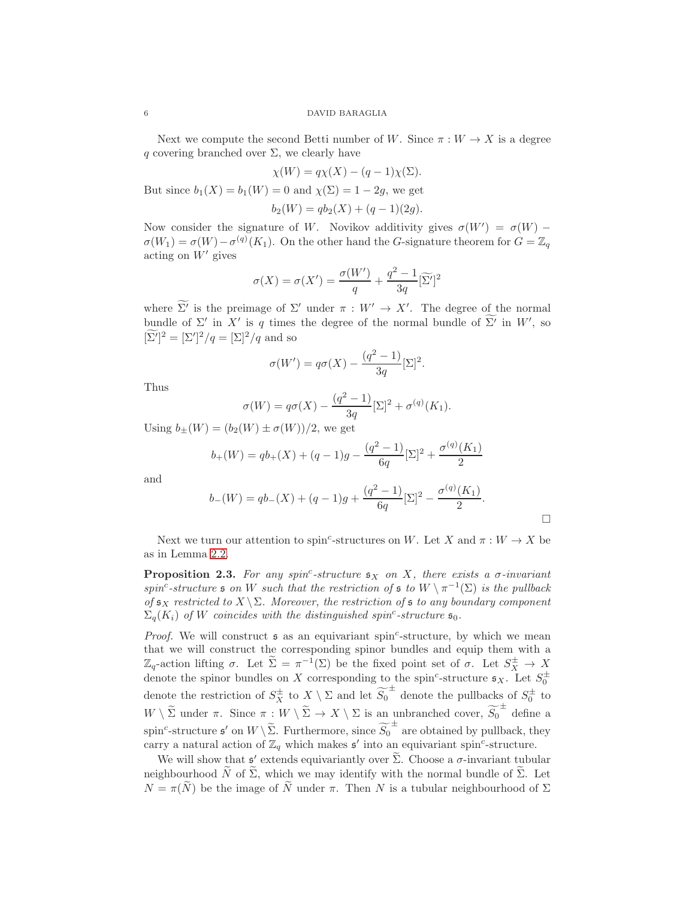Next we compute the second Betti number of $W$. Since $\pi : W \to X$ is a degree $q$ covering branched over $\Sigma$, we clearly have

$$\chi(W) = q\chi(X) - (q-1)\chi(\Sigma).$$

But since $b_1(X) = b_1(W) = 0$ and $\chi(\Sigma) = 1 - 2g$, we get

$$b_2(W) = qb_2(X) + (q-1)(2g).$$

Now consider the signature of $W$. Novikov additivity gives $\sigma(W') = \sigma(W) - \sigma(W_1) = \sigma(W) - \sigma^{(q)}(K_1)$. On the other hand the $G$-signature theorem for $G = \mathbb{Z}_q$ acting on $W'$ gives

$$\sigma(X) = \sigma(X') = \frac{\sigma(W')}{q} + \frac{q^2-1}{3q}[\widetilde{\Sigma'}]^2$$

where $\widetilde{\Sigma'}$ is the preimage of $\Sigma'$ under $\pi : W' \to X'$. The degree of the normal bundle of $\Sigma'$ in $X'$ is $q$ times the degree of the normal bundle of $\widetilde{\Sigma'}$ in $W'$, so $[\widetilde{\Sigma'}]^2 = [\Sigma']^2/q = [\Sigma]^2/q$ and so

$$\sigma(W') = q\sigma(X) - \frac{(q^2-1)}{3q}[\Sigma]^2.$$

Thus

$$\sigma(W) = q\sigma(X) - \frac{(q^2-1)}{3q}[\Sigma]^2 + \sigma^{(q)}(K_1).$$

Using $b_\pm(W) = (b_2(W) \pm \sigma(W))/2$, we get

$$b_+(W) = qb_+(X) + (q-1)g - \frac{(q^2-1)}{6q}[\Sigma]^2 + \frac{\sigma^{(q)}(K_1)}{2}$$

and

$$b_-(W) = qb_-(X) + (q-1)g + \frac{(q^2-1)}{6q}[\Sigma]^2 - \frac{\sigma^{(q)}(K_1)}{2}.$$

□

Next we turn our attention to spin$^c$-structures on $W$. Let $X$ and $\pi : W \to X$ be as in Lemma 2.2.

**Proposition 2.3.** *For any spin$^c$-structure $\mathfrak{s}_X$ on $X$, there exists a $\sigma$-invariant spin$^c$-structure $\mathfrak{s}$ on $W$ such that the restriction of $\mathfrak{s}$ to $W \setminus \pi^{-1}(\Sigma)$ is the pullback of $\mathfrak{s}_X$ restricted to $X \setminus \Sigma$. Moreover, the restriction of $\mathfrak{s}$ to any boundary component $\Sigma_q(K_i)$ of $W$ coincides with the distinguished spin$^c$-structure $\mathfrak{s}_0$.*

*Proof.* We will construct $\mathfrak{s}$ as an equivariant spin$^c$-structure, by which we mean that we will construct the corresponding spinor bundles and equip them with a $\mathbb{Z}_q$-action lifting $\sigma$. Let $\widetilde{\Sigma} = \pi^{-1}(\Sigma)$ be the fixed point set of $\sigma$. Let $S^\pm_X \to X$ denote the spinor bundles on $X$ corresponding to the spin$^c$-structure $\mathfrak{s}_X$. Let $S^\pm_0$ denote the restriction of $S^\pm_X$ to $X \setminus \Sigma$ and let $\widetilde{S_0}^\pm$ denote the pullbacks of $S^\pm_0$ to $W \setminus \widetilde{\Sigma}$ under $\pi$. Since $\pi : W \setminus \widetilde{\Sigma} \to X \setminus \Sigma$ is an unbranched cover, $\widetilde{S_0}^\pm$ define a spin$^c$-structure $\mathfrak{s}'$ on $W \setminus \widetilde{\Sigma}$. Furthermore, since $\widetilde{S_0}^\pm$ are obtained by pullback, they carry a natural action of $\mathbb{Z}_q$ which makes $\mathfrak{s}'$ into an equivariant spin$^c$-structure.

We will show that $\mathfrak{s}'$ extends equivariantly over $\widetilde{\Sigma}$. Choose a $\sigma$-invariant tubular neighbourhood $\widetilde{N}$ of $\widetilde{\Sigma}$, which we may identify with the normal bundle of $\widetilde{\Sigma}$. Let $N = \pi(\widetilde{N})$ be the image of $\widetilde{N}$ under $\pi$. Then $N$ is a tubular neighbourhood of $\Sigma$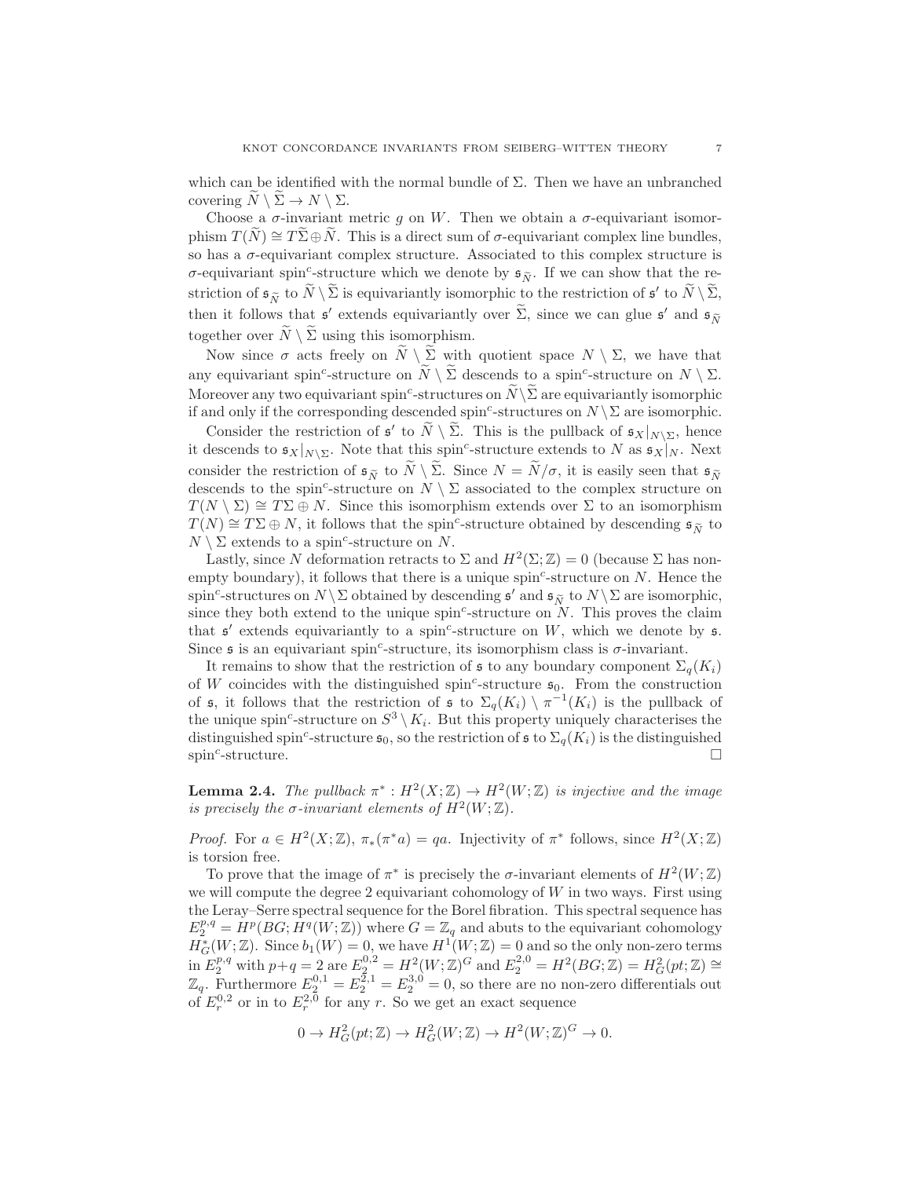which can be identified with the normal bundle of $\Sigma$. Then we have an unbranched covering $\widetilde{N} \setminus \widetilde{\Sigma} \to N \setminus \Sigma$.

Choose a $\sigma$-invariant metric $g$ on $W$. Then we obtain a $\sigma$-equivariant isomorphism $T(\widetilde{N}) \cong T\widetilde{\Sigma} \oplus \widetilde{N}$. This is a direct sum of $\sigma$-equivariant complex line bundles, so has a $\sigma$-equivariant complex structure. Associated to this complex structure is $\sigma$-equivariant spin$^c$-structure which we denote by $\mathfrak{s}_{\widetilde{N}}$. If we can show that the restriction of $\mathfrak{s}_{\widetilde{N}}$ to $\widetilde{N} \setminus \widetilde{\Sigma}$ is equivariantly isomorphic to the restriction of $\mathfrak{s}'$ to $\widetilde{N} \setminus \widetilde{\Sigma}$, then it follows that $\mathfrak{s}'$ extends equivariantly over $\widetilde{\Sigma}$, since we can glue $\mathfrak{s}'$ and $\mathfrak{s}_{\widetilde{N}}$ together over $\widetilde{N} \setminus \widetilde{\Sigma}$ using this isomorphism.

Now since $\sigma$ acts freely on $\widetilde{N} \setminus \widetilde{\Sigma}$ with quotient space $N \setminus \Sigma$, we have that any equivariant spin$^c$-structure on $\widetilde{N} \setminus \widetilde{\Sigma}$ descends to a spin$^c$-structure on $N \setminus \Sigma$. Moreover any two equivariant spin$^c$-structures on $\widetilde{N} \setminus \widetilde{\Sigma}$ are equivariantly isomorphic if and only if the corresponding descended spin$^c$-structures on $N \setminus \Sigma$ are isomorphic.

Consider the restriction of $\mathfrak{s}'$ to $\widetilde{N} \setminus \widetilde{\Sigma}$. This is the pullback of $\mathfrak{s}_X|_{N \setminus \Sigma}$, hence it descends to $\mathfrak{s}_X|_{N \setminus \Sigma}$. Note that this spin$^c$-structure extends to $N$ as $\mathfrak{s}_X|_N$. Next consider the restriction of $\mathfrak{s}_{\widetilde{N}}$ to $\widetilde{N} \setminus \widetilde{\Sigma}$. Since $N = \widetilde{N}/\sigma$, it is easily seen that $\mathfrak{s}_{\widetilde{N}}$ descends to the spin$^c$-structure on $N \setminus \Sigma$ associated to the complex structure on $T(N \setminus \Sigma) \cong T\Sigma \oplus N$. Since this isomorphism extends over $\Sigma$ to an isomorphism $T(N) \cong T\Sigma \oplus N$, it follows that the spin$^c$-structure obtained by descending $\mathfrak{s}_{\widetilde{N}}$ to $N \setminus \Sigma$ extends to a spin$^c$-structure on $N$.

Lastly, since $N$ deformation retracts to $\Sigma$ and $H^2(\Sigma; \mathbb{Z}) = 0$ (because $\Sigma$ has non-empty boundary), it follows that there is a unique spin$^c$-structure on $N$. Hence the spin$^c$-structures on $N \setminus \Sigma$ obtained by descending $\mathfrak{s}'$ and $\mathfrak{s}_{\widetilde{N}}$ to $N \setminus \Sigma$ are isomorphic, since they both extend to the unique spin$^c$-structure on $N$. This proves the claim that $\mathfrak{s}'$ extends equivariantly to a spin$^c$-structure on $W$, which we denote by $\mathfrak{s}$. Since $\mathfrak{s}$ is an equivariant spin$^c$-structure, its isomorphism class is $\sigma$-invariant.

It remains to show that the restriction of $\mathfrak{s}$ to any boundary component $\Sigma_q(K_i)$ of $W$ coincides with the distinguished spin$^c$-structure $\mathfrak{s}_0$. From the construction of $\mathfrak{s}$, it follows that the restriction of $\mathfrak{s}$ to $\Sigma_q(K_i) \setminus \pi^{-1}(K_i)$ is the pullback of the unique spin$^c$-structure on $S^3 \setminus K_i$. But this property uniquely characterises the distinguished spin$^c$-structure $\mathfrak{s}_0$, so the restriction of $\mathfrak{s}$ to $\Sigma_q(K_i)$ is the distinguished spin$^c$-structure. □

**Lemma 2.4.** *The pullback $\pi^* : H^2(X; \mathbb{Z}) \to H^2(W; \mathbb{Z})$ is injective and the image is precisely the $\sigma$-invariant elements of $H^2(W; \mathbb{Z})$.*

*Proof.* For $a \in H^2(X; \mathbb{Z})$, $\pi_*(\pi^* a) = qa$. Injectivity of $\pi^*$ follows, since $H^2(X; \mathbb{Z})$ is torsion free.

To prove that the image of $\pi^*$ is precisely the $\sigma$-invariant elements of $H^2(W; \mathbb{Z})$ we will compute the degree 2 equivariant cohomology of $W$ in two ways. First using the Leray–Serre spectral sequence for the Borel fibration. This spectral sequence has $E_2^{p,q} = H^p(BG; H^q(W; \mathbb{Z}))$ where $G = \mathbb{Z}_q$ and abuts to the equivariant cohomology $H^*_G(W; \mathbb{Z})$. Since $b_1(W) = 0$, we have $H^1(W; \mathbb{Z}) = 0$ and so the only non-zero terms in $E_2^{p,q}$ with $p+q = 2$ are $E_2^{0,2} = H^2(W; \mathbb{Z})^G$ and $E_2^{2,0} = H^2(BG; \mathbb{Z}) = H^2_G(pt; \mathbb{Z}) \cong \mathbb{Z}_q$. Furthermore $E_2^{0,1} = E_2^{2,1} = E_2^{3,0} = 0$, so there are no non-zero differentials out of $E_r^{0,2}$ or in to $E_r^{2,0}$ for any $r$. So we get an exact sequence

$$0 \to H^2_G(pt; \mathbb{Z}) \to H^2_G(W; \mathbb{Z}) \to H^2(W; \mathbb{Z})^G \to 0.$$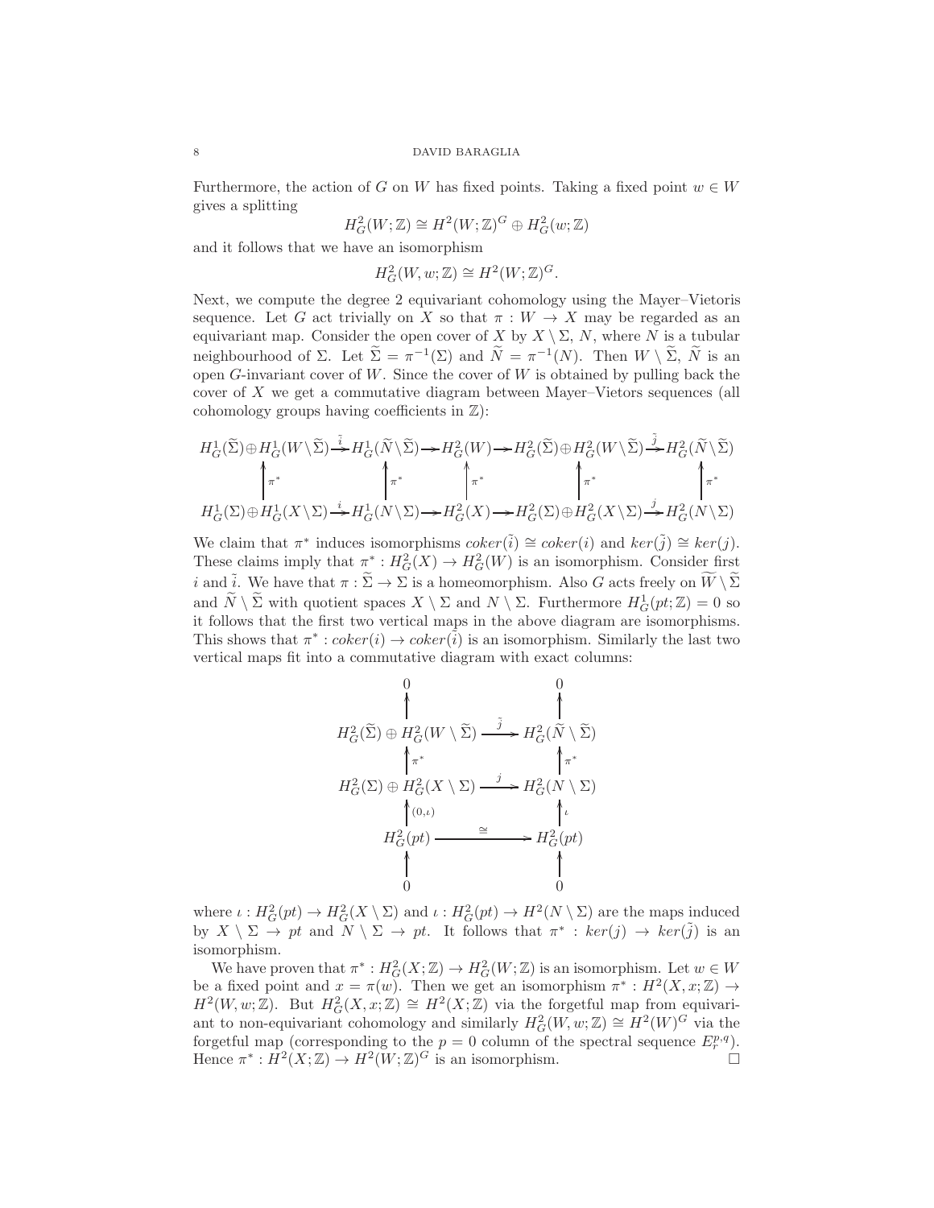Furthermore, the action of $G$ on $W$ has fixed points. Taking a fixed point $w \in W$ gives a splitting

$$H^2_G(W;\mathbb{Z}) \cong H^2(W;\mathbb{Z})^G \oplus H^2_G(w;\mathbb{Z})$$

and it follows that we have an isomorphism

$$H^2_G(W,w;\mathbb{Z}) \cong H^2(W;\mathbb{Z})^G.$$

Next, we compute the degree 2 equivariant cohomology using the Mayer–Vietoris sequence. Let $G$ act trivially on $X$ so that $\pi : W \to X$ may be regarded as an equivariant map. Consider the open cover of $X$ by $X \setminus \Sigma$, $N$, where $N$ is a tubular neighbourhood of $\Sigma$. Let $\widetilde{\Sigma} = \pi^{-1}(\Sigma)$ and $\widetilde{N} = \pi^{-1}(N)$. Then $W \setminus \widetilde{\Sigma}$, $\widetilde{N}$ is an open $G$-invariant cover of $W$. Since the cover of $W$ is obtained by pulling back the cover of $X$ we get a commutative diagram between Mayer–Vietors sequences (all cohomology groups having coefficients in $\mathbb{Z}$):

$$\begin{array}{ccccccccc}
H^1_G(\widetilde{\Sigma}) \oplus H^1_G(W\setminus\widetilde{\Sigma}) & \xrightarrow{\tilde{i}} & H^1_G(\widetilde{N}\setminus\widetilde{\Sigma}) & \to & H^2_G(W) & \to & H^2_G(\widetilde{\Sigma}) \oplus H^2_G(W\setminus\widetilde{\Sigma}) & \xrightarrow{\tilde{j}} & H^2_G(\widetilde{N}\setminus\widetilde{\Sigma}) \\
\uparrow \pi^* & & \uparrow \pi^* & & \uparrow \pi^* & & \uparrow \pi^* & & \uparrow \pi^* \\
H^1_G(\Sigma) \oplus H^1_G(X\setminus\Sigma) & \xrightarrow{i} & H^1_G(N\setminus\Sigma) & \to & H^2_G(X) & \to & H^2_G(\Sigma) \oplus H^2_G(X\setminus\Sigma) & \xrightarrow{j} & H^2_G(N\setminus\Sigma)
\end{array}$$

We claim that $\pi^*$ induces isomorphisms $coker(\tilde{i}) \cong coker(i)$ and $ker(\tilde{j}) \cong ker(j)$. These claims imply that $\pi^* : H^2_G(X) \to H^2_G(W)$ is an isomorphism. Consider first $i$ and $\tilde{i}$. We have that $\pi : \widetilde{\Sigma} \to \Sigma$ is a homeomorphism. Also $G$ acts freely on $\widetilde{W\setminus\Sigma}$ and $\widetilde{N} \setminus \widetilde{\Sigma}$ with quotient spaces $X \setminus \Sigma$ and $N \setminus \Sigma$. Furthermore $H^1_G(pt;\mathbb{Z}) = 0$ so it follows that the first two vertical maps in the above diagram are isomorphisms. This shows that $\pi^* : coker(i) \to coker(\tilde{i})$ is an isomorphism. Similarly the last two vertical maps fit into a commutative diagram with exact columns:

$$\begin{array}{ccc}
0 & & 0 \\
\uparrow & & \uparrow \\
H^2_G(\widetilde{\Sigma}) \oplus H^2_G(W\setminus\widetilde{\Sigma}) & \xrightarrow{\tilde{j}} & H^2_G(\widetilde{N}\setminus\widetilde{\Sigma}) \\
\uparrow \pi^* & & \uparrow \pi^* \\
H^2_G(\Sigma) \oplus H^2_G(X\setminus\Sigma) & \xrightarrow{j} & H^2_G(N\setminus\Sigma) \\
\uparrow (0,\iota) & & \uparrow \iota \\
H^2_G(pt) & \xrightarrow{\cong} & H^2_G(pt) \\
\uparrow & & \uparrow \\
0 & & 0
\end{array}$$

where $\iota : H^2_G(pt) \to H^2_G(X \setminus \Sigma)$ and $\iota : H^2_G(pt) \to H^2(N \setminus \Sigma)$ are the maps induced by $X \setminus \Sigma \to pt$ and $N \setminus \Sigma \to pt$. It follows that $\pi^* : ker(j) \to ker(\tilde{j})$ is an isomorphism.

We have proven that $\pi^* : H^2_G(X;\mathbb{Z}) \to H^2_G(W;\mathbb{Z})$ is an isomorphism. Let $w \in W$ be a fixed point and $x = \pi(w)$. Then we get an isomorphism $\pi^* : H^2(X,x;\mathbb{Z}) \to H^2(W,w;\mathbb{Z})$. But $H^2_G(X,x;\mathbb{Z}) \cong H^2(X;\mathbb{Z})$ via the forgetful map from equivariant to non-equivariant cohomology and similarly $H^2_G(W,w;\mathbb{Z}) \cong H^2(W)^G$ via the forgetful map (corresponding to the $p = 0$ column of the spectral sequence $E^{p,q}_r$). Hence $\pi^* : H^2(X;\mathbb{Z}) \to H^2(W;\mathbb{Z})^G$ is an isomorphism. $\square$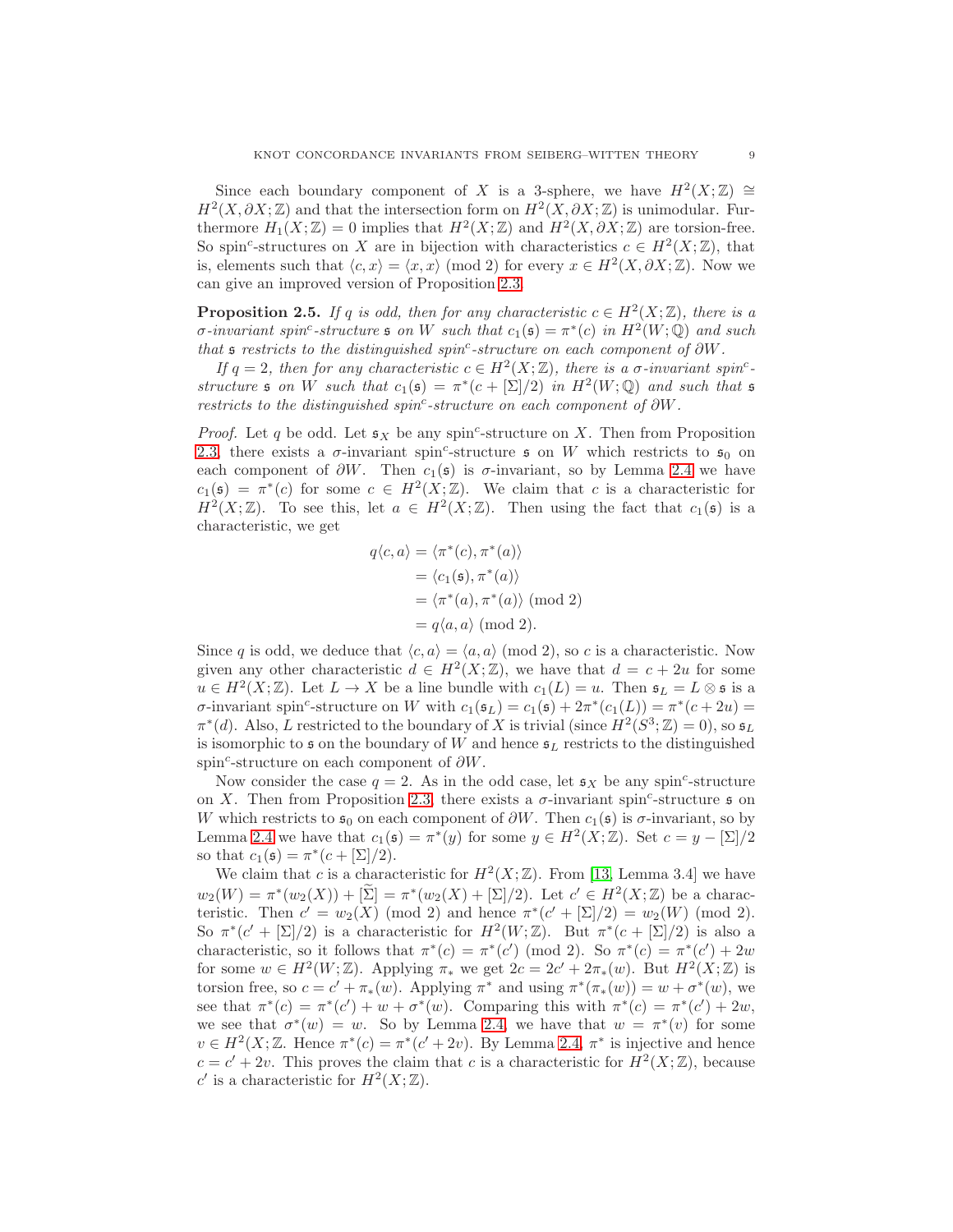Since each boundary component of $X$ is a 3-sphere, we have $H^2(X;\mathbb{Z}) \cong H^2(X, \partial X;\mathbb{Z})$ and that the intersection form on $H^2(X, \partial X;\mathbb{Z})$ is unimodular. Furthermore $H_1(X;\mathbb{Z}) = 0$ implies that $H^2(X;\mathbb{Z})$ and $H^2(X, \partial X;\mathbb{Z})$ are torsion-free. So spin$^c$-structures on $X$ are in bijection with characteristics $c \in H^2(X;\mathbb{Z})$, that is, elements such that $\langle c, x\rangle = \langle x, x\rangle \pmod 2$ for every $x \in H^2(X, \partial X;\mathbb{Z})$. Now we can give an improved version of Proposition 2.3.

**Proposition 2.5.** *If $q$ is odd, then for any characteristic $c \in H^2(X;\mathbb{Z})$, there is a $\sigma$-invariant spin$^c$-structure $\mathfrak{s}$ on $W$ such that $c_1(\mathfrak{s}) = \pi^*(c)$ in $H^2(W;\mathbb{Q})$ and such that $\mathfrak{s}$ restricts to the distinguished spin$^c$-structure on each component of $\partial W$.*

*If $q = 2$, then for any characteristic $c \in H^2(X;\mathbb{Z})$, there is a $\sigma$-invariant spin$^c$-structure $\mathfrak{s}$ on $W$ such that $c_1(\mathfrak{s}) = \pi^*(c + [\Sigma]/2)$ in $H^2(W;\mathbb{Q})$ and such that $\mathfrak{s}$ restricts to the distinguished spin$^c$-structure on each component of $\partial W$.*

*Proof.* Let $q$ be odd. Let $\mathfrak{s}_X$ be any spin$^c$-structure on $X$. Then from Proposition 2.3, there exists a $\sigma$-invariant spin$^c$-structure $\mathfrak{s}$ on $W$ which restricts to $\mathfrak{s}_0$ on each component of $\partial W$. Then $c_1(\mathfrak{s})$ is $\sigma$-invariant, so by Lemma 2.4 we have $c_1(\mathfrak{s}) = \pi^*(c)$ for some $c \in H^2(X;\mathbb{Z})$. We claim that $c$ is a characteristic for $H^2(X;\mathbb{Z})$. To see this, let $a \in H^2(X;\mathbb{Z})$. Then using the fact that $c_1(\mathfrak{s})$ is a characteristic, we get

$$
\begin{aligned}
q\langle c, a\rangle &= \langle \pi^*(c), \pi^*(a)\rangle \\
&= \langle c_1(\mathfrak{s}), \pi^*(a)\rangle \\
&= \langle \pi^*(a), \pi^*(a)\rangle \pmod 2 \\
&= q\langle a, a\rangle \pmod 2.
\end{aligned}
$$

Since $q$ is odd, we deduce that $\langle c, a\rangle = \langle a, a\rangle \pmod 2$, so $c$ is a characteristic. Now given any other characteristic $d \in H^2(X;\mathbb{Z})$, we have that $d = c + 2u$ for some $u \in H^2(X;\mathbb{Z})$. Let $L \to X$ be a line bundle with $c_1(L) = u$. Then $\mathfrak{s}_L = L \otimes \mathfrak{s}$ is a $\sigma$-invariant spin$^c$-structure on $W$ with $c_1(\mathfrak{s}_L) = c_1(\mathfrak{s}) + 2\pi^*(c_1(L)) = \pi^*(c + 2u) = \pi^*(d)$. Also, $L$ restricted to the boundary of $X$ is trivial (since $H^2(S^3;\mathbb{Z}) = 0$), so $\mathfrak{s}_L$ is isomorphic to $\mathfrak{s}$ on the boundary of $W$ and hence $\mathfrak{s}_L$ restricts to the distinguished spin$^c$-structure on each component of $\partial W$.

Now consider the case $q = 2$. As in the odd case, let $\mathfrak{s}_X$ be any spin$^c$-structure on $X$. Then from Proposition 2.3, there exists a $\sigma$-invariant spin$^c$-structure $\mathfrak{s}$ on $W$ which restricts to $\mathfrak{s}_0$ on each component of $\partial W$. Then $c_1(\mathfrak{s})$ is $\sigma$-invariant, so by Lemma 2.4 we have that $c_1(\mathfrak{s}) = \pi^*(y)$ for some $y \in H^2(X;\mathbb{Z})$. Set $c = y - [\Sigma]/2$ so that $c_1(\mathfrak{s}) = \pi^*(c + [\Sigma]/2)$.

We claim that $c$ is a characteristic for $H^2(X;\mathbb{Z})$. From [13, Lemma 3.4] we have $w_2(W) = \pi^*(w_2(X)) + [\widetilde{\Sigma}] = \pi^*(w_2(X) + [\Sigma]/2)$. Let $c' \in H^2(X;\mathbb{Z})$ be a characteristic. Then $c' = w_2(X) \pmod 2$ and hence $\pi^*(c' + [\Sigma]/2) = w_2(W) \pmod 2$. So $\pi^*(c' + [\Sigma]/2)$ is a characteristic for $H^2(W;\mathbb{Z})$. But $\pi^*(c + [\Sigma]/2)$ is also a characteristic, so it follows that $\pi^*(c) = \pi^*(c') \pmod 2$. So $\pi^*(c) = \pi^*(c') + 2w$ for some $w \in H^2(W;\mathbb{Z})$. Applying $\pi_*$ we get $2c = 2c' + 2\pi_*(w)$. But $H^2(X;\mathbb{Z})$ is torsion free, so $c = c' + \pi_*(w)$. Applying $\pi^*$ and using $\pi^*(\pi_*(w)) = w + \sigma^*(w)$, we see that $\pi^*(c) = \pi^*(c') + w + \sigma^*(w)$. Comparing this with $\pi^*(c) = \pi^*(c') + 2w$, we see that $\sigma^*(w) = w$. So by Lemma 2.4, we have that $w = \pi^*(v)$ for some $v \in H^2(X;\mathbb{Z}$. Hence $\pi^*(c) = \pi^*(c' + 2v)$. By Lemma 2.4, $\pi^*$ is injective and hence $c = c' + 2v$. This proves the claim that $c$ is a characteristic for $H^2(X;\mathbb{Z})$, because $c'$ is a characteristic for $H^2(X;\mathbb{Z})$.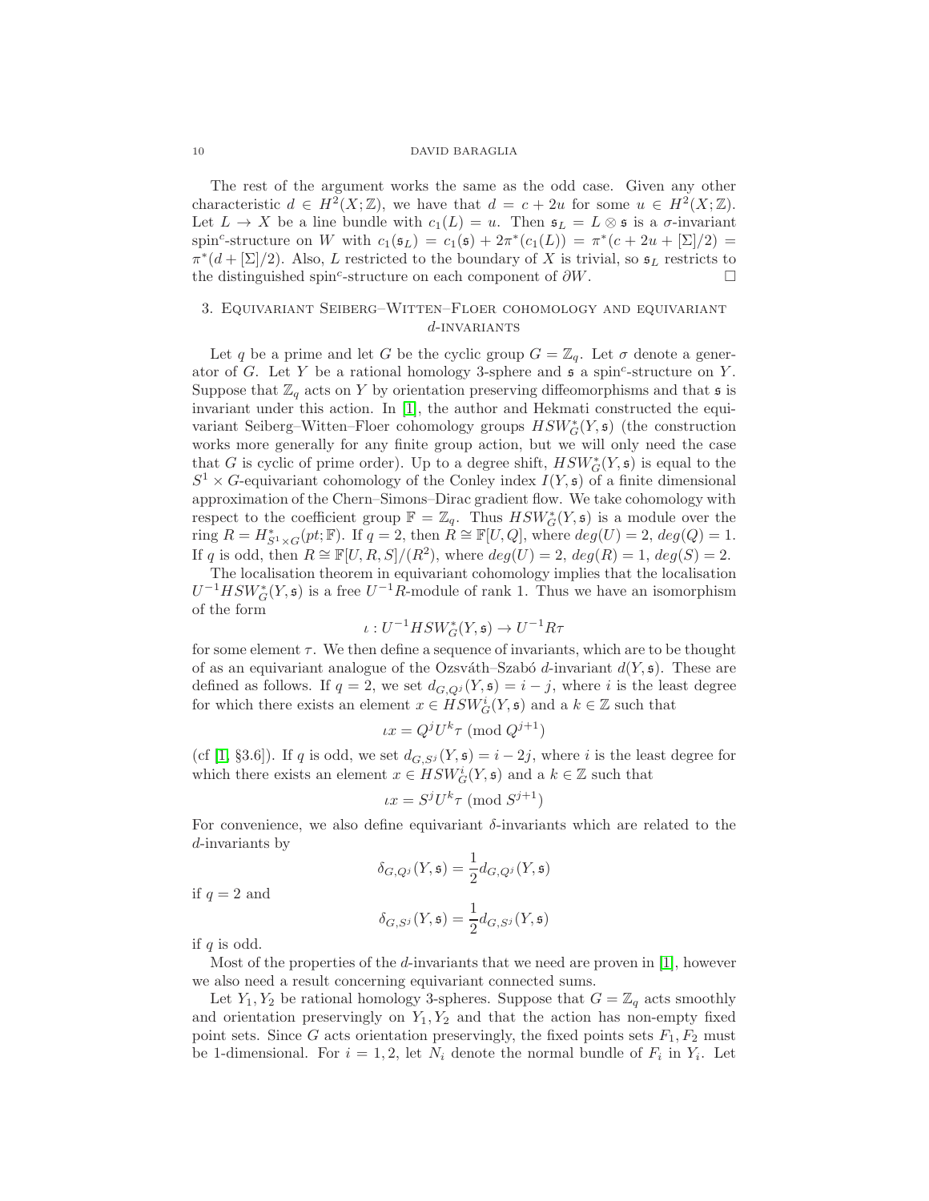The rest of the argument works the same as the odd case. Given any other characteristic $d \in H^2(X;\mathbb{Z})$, we have that $d = c + 2u$ for some $u \in H^2(X;\mathbb{Z})$. Let $L \to X$ be a line bundle with $c_1(L) = u$. Then $\mathfrak{s}_L = L \otimes \mathfrak{s}$ is a $\sigma$-invariant spin$^c$-structure on $W$ with $c_1(\mathfrak{s}_L) = c_1(\mathfrak{s}) + 2\pi^*(c_1(L)) = \pi^*(c + 2u + [\Sigma]/2) = \pi^*(d + [\Sigma]/2)$. Also, $L$ restricted to the boundary of $X$ is trivial, so $\mathfrak{s}_L$ restricts to the distinguished spin$^c$-structure on each component of $\partial W$. $\square$

## 3. Equivariant Seiberg–Witten–Floer cohomology and equivariant $d$-invariants

Let $q$ be a prime and let $G$ be the cyclic group $G = \mathbb{Z}_q$. Let $\sigma$ denote a generator of $G$. Let $Y$ be a rational homology 3-sphere and $\mathfrak{s}$ a spin$^c$-structure on $Y$. Suppose that $\mathbb{Z}_q$ acts on $Y$ by orientation preserving diffeomorphisms and that $\mathfrak{s}$ is invariant under this action. In [1], the author and Hekmati constructed the equivariant Seiberg–Witten–Floer cohomology groups $HSW^*_G(Y,\mathfrak{s})$ (the construction works more generally for any finite group action, but we will only need the case that $G$ is cyclic of prime order). Up to a degree shift, $HSW^*_G(Y,\mathfrak{s})$ is equal to the $S^1 \times G$-equivariant cohomology of the Conley index $I(Y,\mathfrak{s})$ of a finite dimensional approximation of the Chern–Simons–Dirac gradient flow. We take cohomology with respect to the coefficient group $\mathbb{F} = \mathbb{Z}_q$. Thus $HSW^*_G(Y,\mathfrak{s})$ is a module over the ring $R = H^*_{S^1\times G}(pt;\mathbb{F})$. If $q = 2$, then $R \cong \mathbb{F}[U,Q]$, where $deg(U) = 2$, $deg(Q) = 1$. If $q$ is odd, then $R \cong \mathbb{F}[U,R,S]/(R^2)$, where $deg(U) = 2$, $deg(R) = 1$, $deg(S) = 2$.

The localisation theorem in equivariant cohomology implies that the localisation $U^{-1}HSW^*_G(Y,\mathfrak{s})$ is a free $U^{-1}R$-module of rank 1. Thus we have an isomorphism of the form

$$\iota : U^{-1}HSW^*_G(Y,\mathfrak{s}) \to U^{-1}R\tau$$

for some element $\tau$. We then define a sequence of invariants, which are to be thought of as an equivariant analogue of the Ozsváth–Szabó $d$-invariant $d(Y,\mathfrak{s})$. These are defined as follows. If $q = 2$, we set $d_{G,Q^j}(Y,\mathfrak{s}) = i - j$, where $i$ is the least degree for which there exists an element $x \in HSW^i_G(Y,\mathfrak{s})$ and a $k \in \mathbb{Z}$ such that

$$\iota x = Q^j U^k \tau \pmod{Q^{j+1}}$$

(cf [1, §3.6]). If $q$ is odd, we set $d_{G,S^j}(Y,\mathfrak{s}) = i - 2j$, where $i$ is the least degree for which there exists an element $x \in HSW^i_G(Y,\mathfrak{s})$ and a $k \in \mathbb{Z}$ such that

$$\iota x = S^j U^k \tau \pmod{S^{j+1}}$$

For convenience, we also define equivariant $\delta$-invariants which are related to the $d$-invariants by

$$\delta_{G,Q^j}(Y,\mathfrak{s}) = \frac{1}{2} d_{G,Q^j}(Y,\mathfrak{s})$$

if $q = 2$ and

$$\delta_{G,S^j}(Y,\mathfrak{s}) = \frac{1}{2} d_{G,S^j}(Y,\mathfrak{s})$$

if $q$ is odd.

Most of the properties of the $d$-invariants that we need are proven in [1], however we also need a result concerning equivariant connected sums.

Let $Y_1, Y_2$ be rational homology 3-spheres. Suppose that $G = \mathbb{Z}_q$ acts smoothly and orientation preservingly on $Y_1, Y_2$ and that the action has non-empty fixed point sets. Since $G$ acts orientation preservingly, the fixed points sets $F_1, F_2$ must be 1-dimensional. For $i = 1, 2$, let $N_i$ denote the normal bundle of $F_i$ in $Y_i$. Let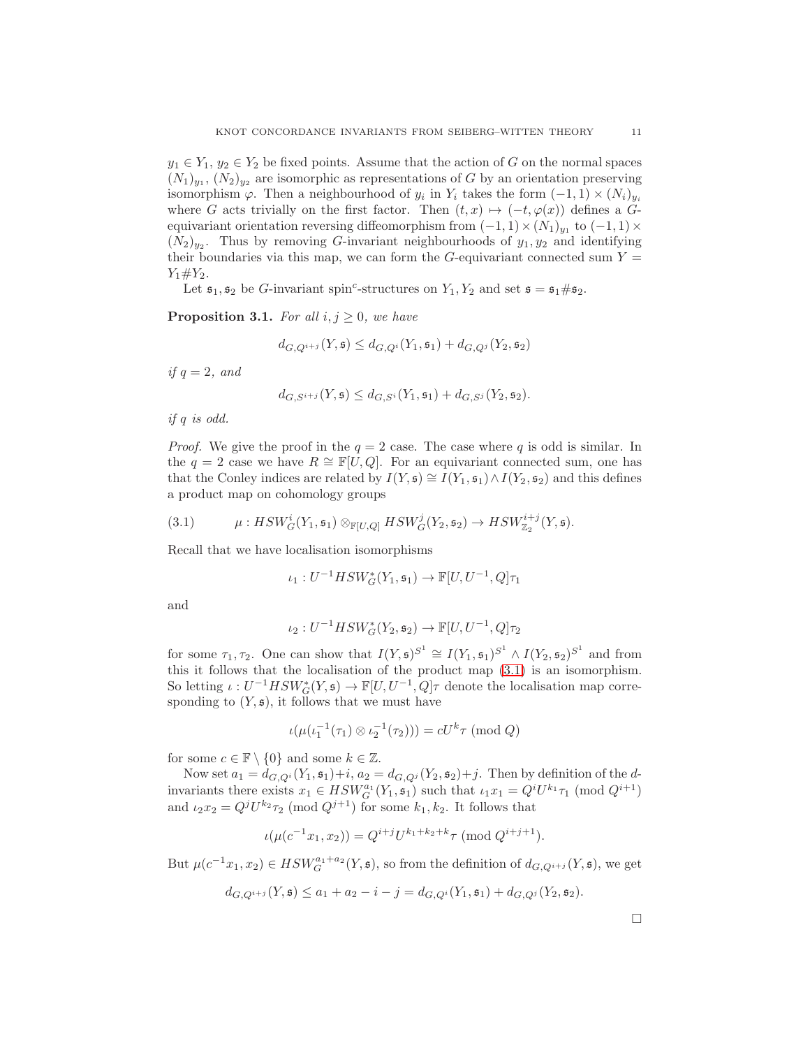$y_1 \in Y_1$, $y_2 \in Y_2$ be fixed points. Assume that the action of $G$ on the normal spaces $(N_1)_{y_1}$, $(N_2)_{y_2}$ are isomorphic as representations of $G$ by an orientation preserving isomorphism $\varphi$. Then a neighbourhood of $y_i$ in $Y_i$ takes the form $(-1,1) \times (N_i)_{y_i}$ where $G$ acts trivially on the first factor. Then $(t,x) \mapsto (-t, \varphi(x))$ defines a $G$-equivariant orientation reversing diffeomorphism from $(-1,1) \times (N_1)_{y_1}$ to $(-1,1) \times (N_2)_{y_2}$. Thus by removing $G$-invariant neighbourhoods of $y_1, y_2$ and identifying their boundaries via this map, we can form the $G$-equivariant connected sum $Y = Y_1 \# Y_2$.

Let $\mathfrak{s}_1, \mathfrak{s}_2$ be $G$-invariant spin$^c$-structures on $Y_1, Y_2$ and set $\mathfrak{s} = \mathfrak{s}_1 \# \mathfrak{s}_2$.

**Proposition 3.1.** *For all $i, j \geq 0$, we have*

$$d_{G,Q^{i+j}}(Y, \mathfrak{s}) \leq d_{G,Q^i}(Y_1, \mathfrak{s}_1) + d_{G,Q^j}(Y_2, \mathfrak{s}_2)$$

*if $q = 2$, and*

$$d_{G,S^{i+j}}(Y, \mathfrak{s}) \leq d_{G,S^i}(Y_1, \mathfrak{s}_1) + d_{G,S^j}(Y_2, \mathfrak{s}_2).$$

*if $q$ is odd.*

*Proof.* We give the proof in the $q = 2$ case. The case where $q$ is odd is similar. In the $q = 2$ case we have $R \cong \mathbb{F}[U,Q]$. For an equivariant connected sum, one has that the Conley indices are related by $I(Y, \mathfrak{s}) \cong I(Y_1, \mathfrak{s}_1) \wedge I(Y_2, \mathfrak{s}_2)$ and this defines a product map on cohomology groups

$$\mu : HSW^i_G(Y_1, \mathfrak{s}_1) \otimes_{\mathbb{F}[U,Q]} HSW^j_G(Y_2, \mathfrak{s}_2) \to HSW^{i+j}_{\mathbb{Z}_2}(Y, \mathfrak{s}). \tag{3.1}$$

Recall that we have localisation isomorphisms

$$\iota_1 : U^{-1} HSW^*_G(Y_1, \mathfrak{s}_1) \to \mathbb{F}[U, U^{-1}, Q]\tau_1$$

and

$$\iota_2 : U^{-1} HSW^*_G(Y_2, \mathfrak{s}_2) \to \mathbb{F}[U, U^{-1}, Q]\tau_2$$

for some $\tau_1, \tau_2$. One can show that $I(Y, \mathfrak{s})^{S^1} \cong I(Y_1, \mathfrak{s}_1)^{S^1} \wedge I(Y_2, \mathfrak{s}_2)^{S^1}$ and from this it follows that the localisation of the product map (3.1) is an isomorphism. So letting $\iota : U^{-1} HSW^*_G(Y, \mathfrak{s}) \to \mathbb{F}[U, U^{-1}, Q]\tau$ denote the localisation map corresponding to $(Y, \mathfrak{s})$, it follows that we must have

$$\iota(\mu(\iota_1^{-1}(\tau_1) \otimes \iota_2^{-1}(\tau_2))) = cU^k \tau \ (\mathrm{mod}\ Q)$$

for some $c \in \mathbb{F} \setminus \{0\}$ and some $k \in \mathbb{Z}$.

Now set $a_1 = d_{G,Q^i}(Y_1, \mathfrak{s}_1) + i$, $a_2 = d_{G,Q^j}(Y_2, \mathfrak{s}_2) + j$. Then by definition of the $d$-invariants there exists $x_1 \in HSW^{a_1}_G(Y_1, \mathfrak{s}_1)$ such that $\iota_1 x_1 = Q^i U^{k_1} \tau_1 \ (\mathrm{mod}\ Q^{i+1})$ and $\iota_2 x_2 = Q^j U^{k_2} \tau_2 \ (\mathrm{mod}\ Q^{j+1})$ for some $k_1, k_2$. It follows that

$$\iota(\mu(c^{-1} x_1, x_2)) = Q^{i+j} U^{k_1 + k_2 + k} \tau \ (\mathrm{mod}\ Q^{i+j+1}).$$

But $\mu(c^{-1} x_1, x_2) \in HSW^{a_1 + a_2}_G(Y, \mathfrak{s})$, so from the definition of $d_{G,Q^{i+j}}(Y, \mathfrak{s})$, we get

$$d_{G,Q^{i+j}}(Y, \mathfrak{s}) \leq a_1 + a_2 - i - j = d_{G,Q^i}(Y_1, \mathfrak{s}_1) + d_{G,Q^j}(Y_2, \mathfrak{s}_2).$$

$\square$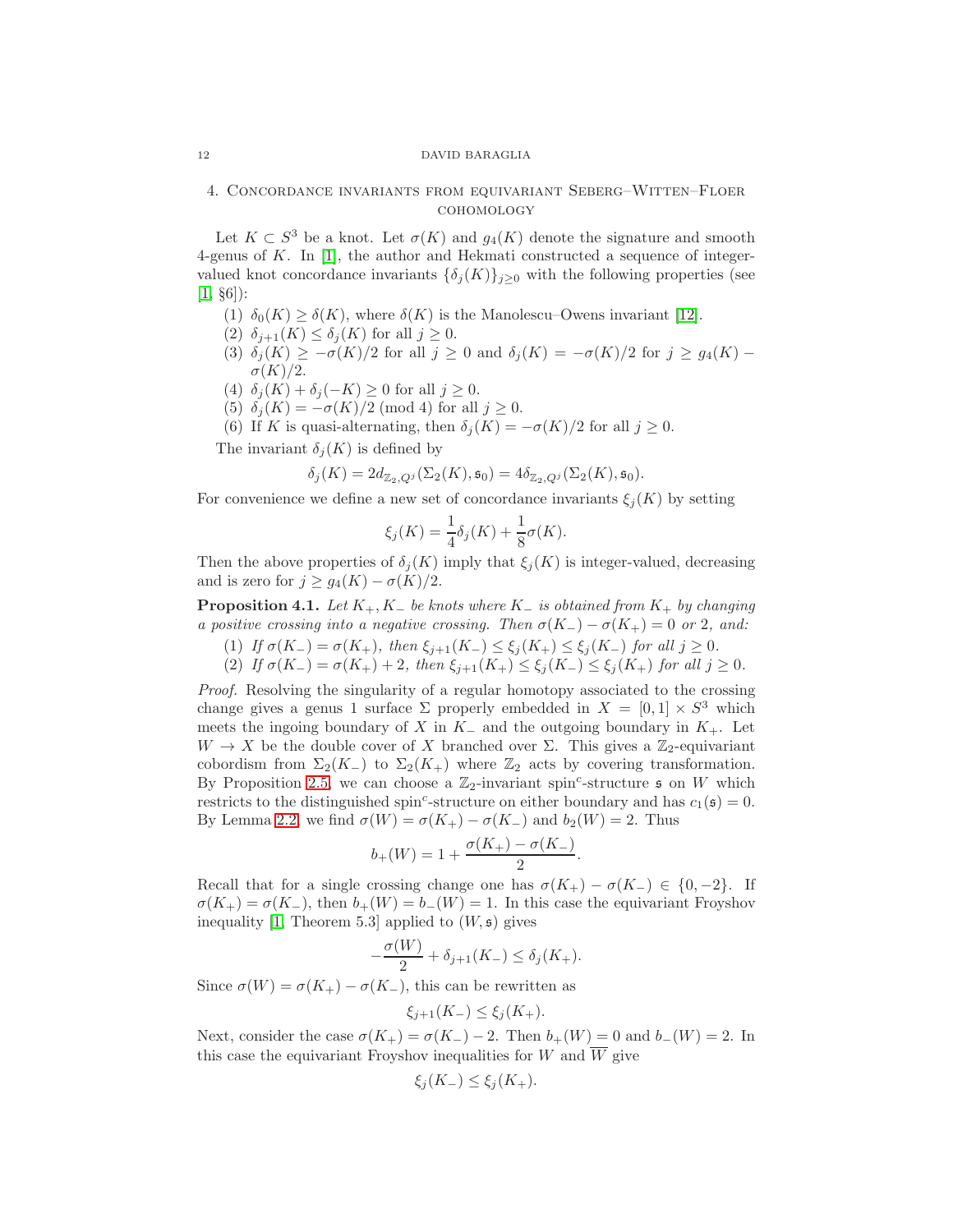## 4. Concordance invariants from equivariant Seberg–Witten–Floer cohomology

Let $K \subset S^3$ be a knot. Let $\sigma(K)$ and $g_4(K)$ denote the signature and smooth 4-genus of $K$. In [1], the author and Hekmati constructed a sequence of integer-valued knot concordance invariants $\{\delta_j(K)\}_{j \geq 0}$ with the following properties (see [1, §6]):

1. $\delta_0(K) \geq \delta(K)$, where $\delta(K)$ is the Manolescu–Owens invariant [12].
2. $\delta_{j+1}(K) \leq \delta_j(K)$ for all $j \geq 0$.
3. $\delta_j(K) \geq -\sigma(K)/2$ for all $j \geq 0$ and $\delta_j(K) = -\sigma(K)/2$ for $j \geq g_4(K) - \sigma(K)/2$.
4. $\delta_j(K) + \delta_j(-K) \geq 0$ for all $j \geq 0$.
5. $\delta_j(K) = -\sigma(K)/2 \pmod 4$ for all $j \geq 0$.
6. If $K$ is quasi-alternating, then $\delta_j(K) = -\sigma(K)/2$ for all $j \geq 0$.

The invariant $\delta_j(K)$ is defined by

$$\delta_j(K) = 2d_{\mathbb{Z}_2, Q^j}(\Sigma_2(K), \mathfrak{s}_0) = 4\delta_{\mathbb{Z}_2, Q^j}(\Sigma_2(K), \mathfrak{s}_0).$$

For convenience we define a new set of concordance invariants $\xi_j(K)$ by setting

$$\xi_j(K) = \frac{1}{4}\delta_j(K) + \frac{1}{8}\sigma(K).$$

Then the above properties of $\delta_j(K)$ imply that $\xi_j(K)$ is integer-valued, decreasing and is zero for $j \geq g_4(K) - \sigma(K)/2$.

**Proposition 4.1.** *Let $K_+, K_-$ be knots where $K_-$ is obtained from $K_+$ by changing a positive crossing into a negative crossing. Then $\sigma(K_-) - \sigma(K_+) = 0$ or $2$, and:*

1. *If $\sigma(K_-) = \sigma(K_+)$, then $\xi_{j+1}(K_-) \leq \xi_j(K_+) \leq \xi_j(K_-)$ for all $j \geq 0$.*
2. *If $\sigma(K_-) = \sigma(K_+) + 2$, then $\xi_{j+1}(K_+) \leq \xi_j(K_-) \leq \xi_j(K_+)$ for all $j \geq 0$.*

*Proof.* Resolving the singularity of a regular homotopy associated to the crossing change gives a genus 1 surface $\Sigma$ properly embedded in $X = [0,1] \times S^3$ which meets the ingoing boundary of $X$ in $K_-$ and the outgoing boundary in $K_+$. Let $W \to X$ be the double cover of $X$ branched over $\Sigma$. This gives a $\mathbb{Z}_2$-equivariant cobordism from $\Sigma_2(K_-)$ to $\Sigma_2(K_+)$ where $\mathbb{Z}_2$ acts by covering transformation. By Proposition 2.5, we can choose a $\mathbb{Z}_2$-invariant spin$^c$-structure $\mathfrak{s}$ on $W$ which restricts to the distinguished spin$^c$-structure on either boundary and has $c_1(\mathfrak{s}) = 0$. By Lemma 2.2, we find $\sigma(W) = \sigma(K_+) - \sigma(K_-)$ and $b_2(W) = 2$. Thus

$$b_+(W) = 1 + \frac{\sigma(K_+) - \sigma(K_-)}{2}.$$

Recall that for a single crossing change one has $\sigma(K_+) - \sigma(K_-) \in \{0, -2\}$. If $\sigma(K_+) = \sigma(K_-)$, then $b_+(W) = b_-(W) = 1$. In this case the equivariant Froyshov inequality [1, Theorem 5.3] applied to $(W, \mathfrak{s})$ gives

$$-\frac{\sigma(W)}{2} + \delta_{j+1}(K_-) \leq \delta_j(K_+).$$

Since $\sigma(W) = \sigma(K_+) - \sigma(K_-)$, this can be rewritten as

$$\xi_{j+1}(K_-) \leq \xi_j(K_+).$$

Next, consider the case $\sigma(K_+) = \sigma(K_-) - 2$. Then $b_+(W) = 0$ and $b_-(W) = 2$. In this case the equivariant Froyshov inequalities for $W$ and $\overline{W}$ give

$$\xi_j(K_-) \leq \xi_j(K_+).$$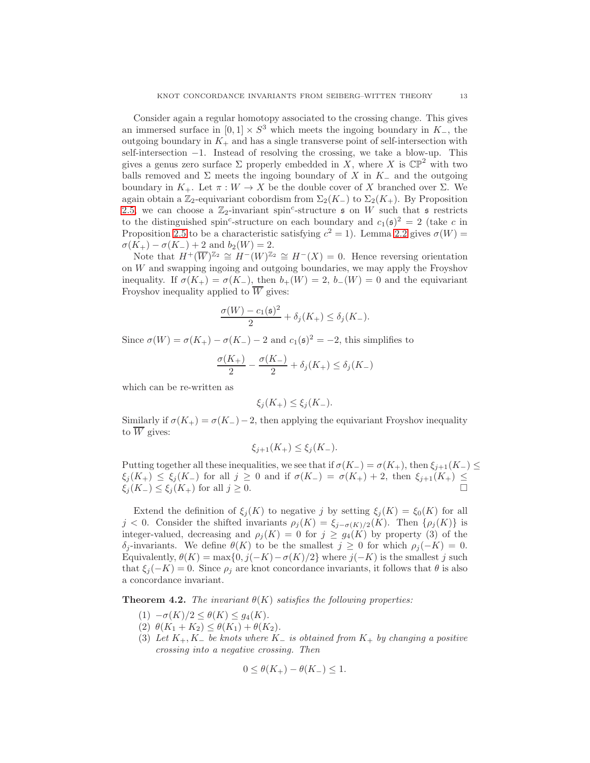Consider again a regular homotopy associated to the crossing change. This gives an immersed surface in $[0,1] \times S^3$ which meets the ingoing boundary in $K_-$, the outgoing boundary in $K_+$ and has a single transverse point of self-intersection with self-intersection $-1$. Instead of resolving the crossing, we take a blow-up. This gives a genus zero surface $\Sigma$ properly embedded in $X$, where $X$ is $\mathbb{CP}^2$ with two balls removed and $\Sigma$ meets the ingoing boundary of $X$ in $K_-$ and the outgoing boundary in $K_+$. Let $\pi : W \to X$ be the double cover of $X$ branched over $\Sigma$. We again obtain a $\mathbb{Z}_2$-equivariant cobordism from $\Sigma_2(K_-)$ to $\Sigma_2(K_+)$. By Proposition 2.5, we can choose a $\mathbb{Z}_2$-invariant spin$^c$-structure $\mathfrak{s}$ on $W$ such that $\mathfrak{s}$ restricts to the distinguished spin$^c$-structure on each boundary and $c_1(\mathfrak{s})^2 = 2$ (take $c$ in Proposition 2.5 to be a characteristic satisfying $c^2 = 1$). Lemma 2.2 gives $\sigma(W) = \sigma(K_+) - \sigma(K_-) + 2$ and $b_2(W) = 2$.

Note that $H^+(\overline{W})^{\mathbb{Z}_2} \cong H^-(W)^{\mathbb{Z}_2} \cong H^-(X) = 0$. Hence reversing orientation on $W$ and swapping ingoing and outgoing boundaries, we may apply the Froyshov inequality. If $\sigma(K_+) = \sigma(K_-)$, then $b_+(W) = 2$, $b_-(W) = 0$ and the equivariant Froyshov inequality applied to $\overline{W}$ gives:

$$\frac{\sigma(W) - c_1(\mathfrak{s})^2}{2} + \delta_j(K_+) \le \delta_j(K_-).$$

Since $\sigma(W) = \sigma(K_+) - \sigma(K_-) - 2$ and $c_1(\mathfrak{s})^2 = -2$, this simplifies to

$$\frac{\sigma(K_+)}{2} - \frac{\sigma(K_-)}{2} + \delta_j(K_+) \le \delta_j(K_-)$$

which can be re-written as

$$\xi_j(K_+) \le \xi_j(K_-).$$

Similarly if $\sigma(K_+) = \sigma(K_-) - 2$, then applying the equivariant Froyshov inequality to $\overline{W}$ gives:

$$\xi_{j+1}(K_+) \le \xi_j(K_-).$$

Putting together all these inequalities, we see that if $\sigma(K_-) = \sigma(K_+)$, then $\xi_{j+1}(K_-) \le \xi_j(K_+) \le \xi_j(K_-)$ for all $j \ge 0$ and if $\sigma(K_-) = \sigma(K_+) + 2$, then $\xi_{j+1}(K_+) \le \xi_j(K_-) \le \xi_j(K_+)$ for all $j \ge 0$. $\square$

Extend the definition of $\xi_j(K)$ to negative $j$ by setting $\xi_j(K) = \xi_0(K)$ for all $j < 0$. Consider the shifted invariants $\rho_j(K) = \xi_{j-\sigma(K)/2}(K)$. Then $\{\rho_j(K)\}$ is integer-valued, decreasing and $\rho_j(K) = 0$ for $j \ge g_4(K)$ by property (3) of the $\delta_j$-invariants. We define $\theta(K)$ to be the smallest $j \ge 0$ for which $\rho_j(-K) = 0$. Equivalently, $\theta(K) = \max\{0, j(-K) - \sigma(K)/2\}$ where $j(-K)$ is the smallest $j$ such that $\xi_j(-K) = 0$. Since $\rho_j$ are knot concordance invariants, it follows that $\theta$ is also a concordance invariant.

**Theorem 4.2.** *The invariant $\theta(K)$ satisfies the following properties:*

1. $-\sigma(K)/2 \le \theta(K) \le g_4(K)$.
2. $\theta(K_1 + K_2) \le \theta(K_1) + \theta(K_2)$.
3. *Let $K_+, K_-$ be knots where $K_-$ is obtained from $K_+$ by changing a positive crossing into a negative crossing. Then*

$$0 \le \theta(K_+) - \theta(K_-) \le 1.$$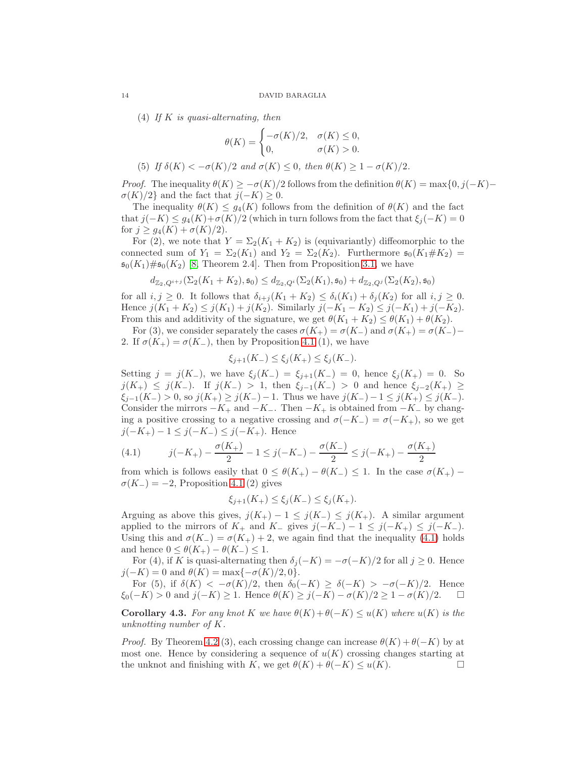(4) *If $K$ is quasi-alternating, then*

$$\theta(K) = \begin{cases} -\sigma(K)/2, & \sigma(K) \le 0, \\ 0, & \sigma(K) > 0. \end{cases}$$

(5) *If $\delta(K) < -\sigma(K)/2$ and $\sigma(K) \le 0$, then $\theta(K) \ge 1 - \sigma(K)/2$.*

*Proof.* The inequality $\theta(K) \ge -\sigma(K)/2$ follows from the definition $\theta(K) = \max\{0, j(-K) - \sigma(K)/2\}$ and the fact that $j(-K) \ge 0$.

The inequality $\theta(K) \le g_4(K)$ follows from the definition of $\theta(K)$ and the fact that $j(-K) \le g_4(K) + \sigma(K)/2$ (which in turn follows from the fact that $\xi_j(-K) = 0$ for $j \ge g_4(K) + \sigma(K)/2$).

For (2), we note that $Y = \Sigma_2(K_1 + K_2)$ is (equivariantly) diffeomorphic to the connected sum of $Y_1 = \Sigma_2(K_1)$ and $Y_2 = \Sigma_2(K_2)$. Furthermore $\mathfrak{s}_0(K_1 \# K_2) = \mathfrak{s}_0(K_1) \# \mathfrak{s}_0(K_2)$ [8, Theorem 2.4]. Then from Proposition 3.1, we have

$$d_{\mathbb{Z}_2, Q^{i+j}}(\Sigma_2(K_1 + K_2), \mathfrak{s}_0) \le d_{\mathbb{Z}_2, Q^i}(\Sigma_2(K_1), \mathfrak{s}_0) + d_{\mathbb{Z}_2, Q^j}(\Sigma_2(K_2), \mathfrak{s}_0)$$

for all $i, j \ge 0$. It follows that $\delta_{i+j}(K_1 + K_2) \le \delta_i(K_1) + \delta_j(K_2)$ for all $i, j \ge 0$. Hence $j(K_1 + K_2) \le j(K_1) + j(K_2)$. Similarly $j(-K_1 - K_2) \le j(-K_1) + j(-K_2)$. From this and additivity of the signature, we get $\theta(K_1 + K_2) \le \theta(K_1) + \theta(K_2)$.

For (3), we consider separately the cases $\sigma(K_+) = \sigma(K_-)$ and $\sigma(K_+) = \sigma(K_-) - 2$. If $\sigma(K_+) = \sigma(K_-)$, then by Proposition 4.1 (1), we have

$$\xi_{j+1}(K_-) \le \xi_j(K_+) \le \xi_j(K_-).$$

Setting $j = j(K_-)$, we have $\xi_j(K_-) = \xi_{j+1}(K_-) = 0$, hence $\xi_j(K_+) = 0$. So $j(K_+) \le j(K_-)$. If $j(K_-) > 1$, then $\xi_{j-1}(K_-) > 0$ and hence $\xi_{j-2}(K_+) \ge \xi_{j-1}(K_-) > 0$, so $j(K_+) \ge j(K_-) - 1$. Thus we have $j(K_-) - 1 \le j(K_+) \le j(K_-)$. Consider the mirrors $-K_+$ and $-K_-$. Then $-K_+$ is obtained from $-K_-$ by changing a positive crossing to a negative crossing and $\sigma(-K_-) = \sigma(-K_+)$, so we get $j(-K_+) - 1 \le j(-K_-) \le j(-K_+)$. Hence

$$j(-K_+) - \frac{\sigma(K_+)}{2} - 1 \le j(-K_-) - \frac{\sigma(K_-)}{2} \le j(-K_+) - \frac{\sigma(K_+)}{2} \tag{4.1}$$

from which is follows easily that $0 \le \theta(K_+) - \theta(K_-) \le 1$. In the case $\sigma(K_+) - \sigma(K_-) = -2$, Proposition 4.1 (2) gives

$$\xi_{j+1}(K_+) \le \xi_j(K_-) \le \xi_j(K_+).$$

Arguing as above this gives, $j(K_+) - 1 \le j(K_-) \le j(K_+)$. A similar argument applied to the mirrors of $K_+$ and $K_-$ gives $j(-K_-) - 1 \le j(-K_+) \le j(-K_-)$. Using this and $\sigma(K_-) = \sigma(K_+) + 2$, we again find that the inequality (4.1) holds and hence $0 \le \theta(K_+) - \theta(K_-) \le 1$.

For (4), if $K$ is quasi-alternating then $\delta_j(-K) = -\sigma(-K)/2$ for all $j \ge 0$. Hence $j(-K) = 0$ and $\theta(K) = \max\{-\sigma(K)/2, 0\}$.

For (5), if $\delta(K) < -\sigma(K)/2$, then $\delta_0(-K) \ge \delta(-K) > -\sigma(-K)/2$. Hence $\xi_0(-K) > 0$ and $j(-K) \ge 1$. Hence $\theta(K) \ge j(-K) - \sigma(K)/2 \ge 1 - \sigma(K)/2$. □

**Corollary 4.3.** *For any knot $K$ we have $\theta(K) + \theta(-K) \le u(K)$ where $u(K)$ is the unknotting number of $K$.*

*Proof.* By Theorem 4.2 (3), each crossing change can increase $\theta(K) + \theta(-K)$ by at most one. Hence by considering a sequence of $u(K)$ crossing changes starting at the unknot and finishing with $K$, we get $\theta(K) + \theta(-K) \le u(K)$. □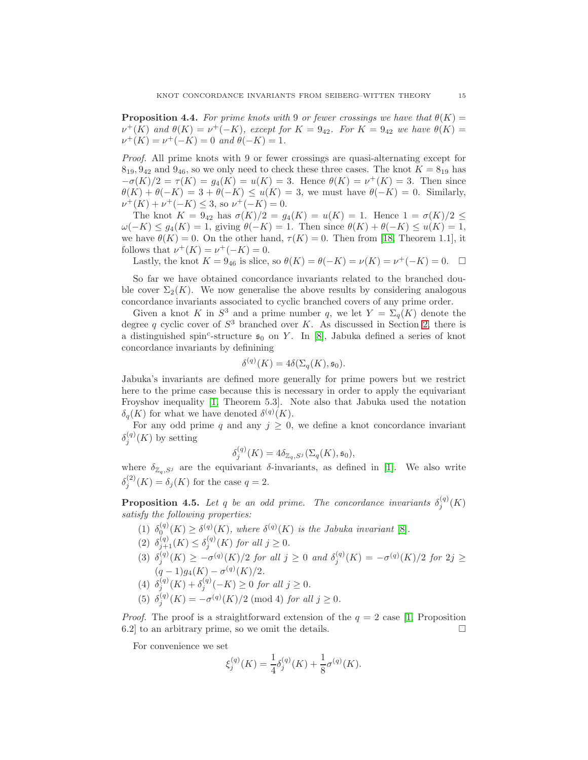**Proposition 4.4.** *For prime knots with 9 or fewer crossings we have that $\theta(K) = \nu^+(K)$ and $\theta(K) = \nu^+(-K)$, except for $K = 9_{42}$. For $K = 9_{42}$ we have $\theta(K) = \nu^+(K) = \nu^+(-K) = 0$ and $\theta(-K) = 1$.*

*Proof.* All prime knots with 9 or fewer crossings are quasi-alternating except for $8_{19}, 9_{42}$ and $9_{46}$, so we only need to check these three cases. The knot $K = 8_{19}$ has $-\sigma(K)/2 = \tau(K) = g_4(K) = u(K) = 3$. Hence $\theta(K) = \nu^+(K) = 3$. Then since $\theta(K) + \theta(-K) = 3 + \theta(-K) \leq u(K) = 3$, we must have $\theta(-K) = 0$. Similarly, $\nu^+(K) + \nu^+(-K) \leq 3$, so $\nu^+(-K) = 0$.

The knot $K = 9_{42}$ has $\sigma(K)/2 = g_4(K) = u(K) = 1$. Hence $1 = \sigma(K)/2 \leq \omega(-K) \leq g_4(K) = 1$, giving $\theta(-K) = 1$. Then since $\theta(K) + \theta(-K) \leq u(K) = 1$, we have $\theta(K) = 0$. On the other hand, $\tau(K) = 0$. Then from [18, Theorem 1.1], it follows that $\nu^+(K) = \nu^+(-K) = 0$.

Lastly, the knot $K = 9_{46}$ is slice, so $\theta(K) = \theta(-K) = \nu(K) = \nu^+(-K) = 0$. $\square$

So far we have obtained concordance invariants related to the branched double cover $\Sigma_2(K)$. We now generalise the above results by considering analogous concordance invariants associated to cyclic branched covers of any prime order.

Given a knot $K$ in $S^3$ and a prime number $q$, we let $Y = \Sigma_q(K)$ denote the degree $q$ cyclic cover of $S^3$ branched over $K$. As discussed in Section 2, there is a distinguished spin$^c$-structure $\mathfrak{s}_0$ on $Y$. In [8], Jabuka defined a series of knot concordance invariants by defininig

$$\delta^{(q)}(K) = 4\delta(\Sigma_q(K), \mathfrak{s}_0).$$

Jabuka's invariants are defined more generally for prime powers but we restrict here to the prime case because this is necessary in order to apply the equivariant Froyshov inequality [1, Theorem 5.3]. Note also that Jabuka used the notation $\delta_q(K)$ for what we have denoted $\delta^{(q)}(K)$.

For any odd prime $q$ and any $j \geq 0$, we define a knot concordance invariant $\delta^{(q)}_j(K)$ by setting

$$\delta^{(q)}_j(K) = 4\delta_{\mathbb{Z}_q, S^j}(\Sigma_q(K), \mathfrak{s}_0),$$

where $\delta_{\mathbb{Z}_q, S^j}$ are the equivariant $\delta$-invariants, as defined in [1]. We also write $\delta^{(2)}_j(K) = \delta_j(K)$ for the case $q = 2$.

**Proposition 4.5.** *Let $q$ be an odd prime. The concordance invariants $\delta^{(q)}_j(K)$ satisfy the following properties:*

1. $\delta^{(q)}_0(K) \geq \delta^{(q)}(K)$, *where $\delta^{(q)}(K)$ is the Jabuka invariant [8].*
2. $\delta^{(q)}_{j+1}(K) \leq \delta^{(q)}_j(K)$ *for all $j \geq 0$.*
3. $\delta^{(q)}_j(K) \geq -\sigma^{(q)}(K)/2$ *for all $j \geq 0$ and* $\delta^{(q)}_j(K) = -\sigma^{(q)}(K)/2$ *for* $2j \geq (q-1)g_4(K) - \sigma^{(q)}(K)/2$.
4. $\delta^{(q)}_j(K) + \delta^{(q)}_j(-K) \geq 0$ *for all $j \geq 0$.*
5. $\delta^{(q)}_j(K) = -\sigma^{(q)}(K)/2 \pmod 4$ *for all $j \geq 0$.*

*Proof.* The proof is a straightforward extension of the $q = 2$ case [1, Proposition 6.2] to an arbitrary prime, so we omit the details. $\square$

For convenience we set

$$\xi^{(q)}_j(K) = \frac{1}{4}\delta^{(q)}_j(K) + \frac{1}{8}\sigma^{(q)}(K).$$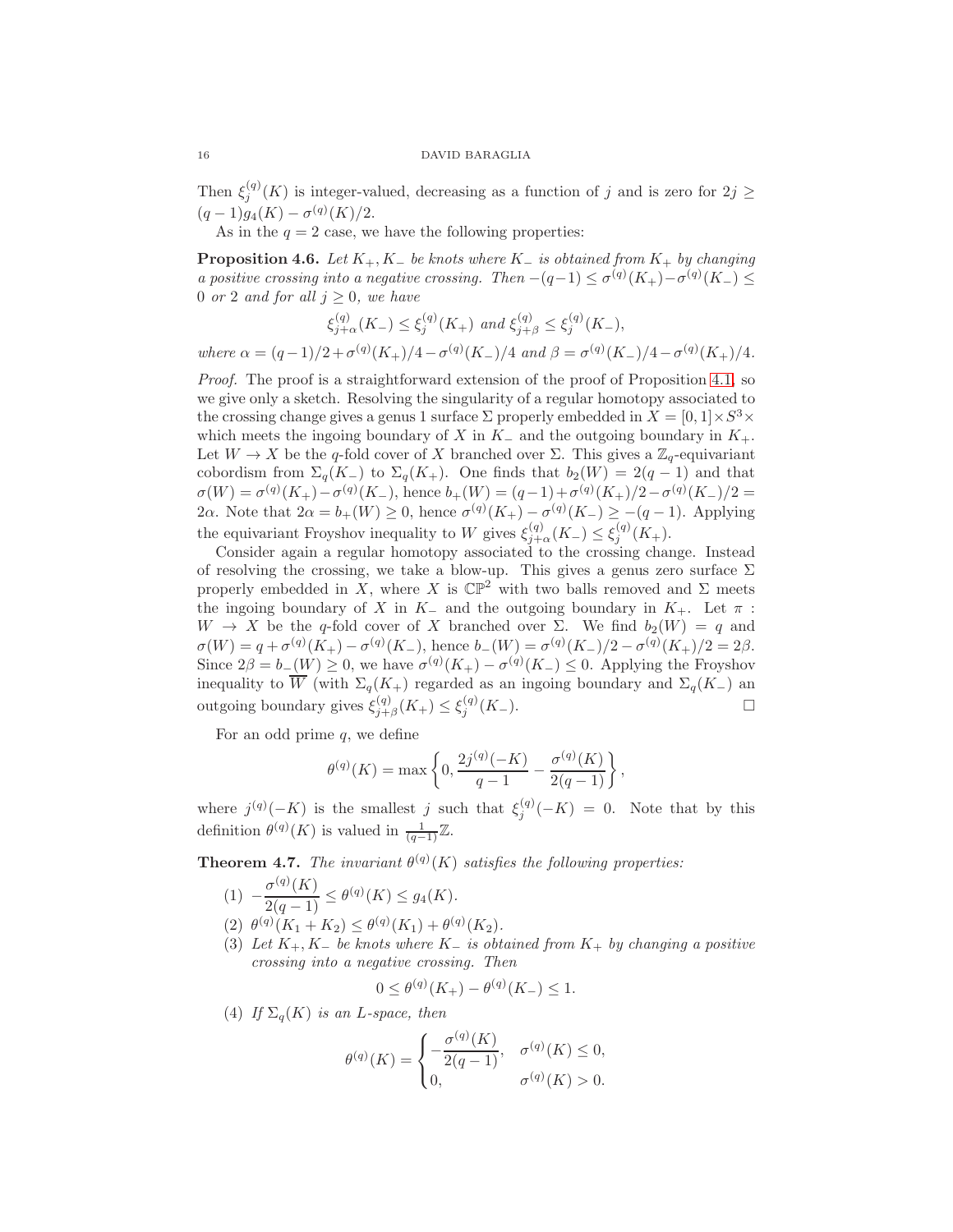Then $\xi_j^{(q)}(K)$ is integer-valued, decreasing as a function of $j$ and is zero for $2j \geq (q-1)g_4(K) - \sigma^{(q)}(K)/2$.

As in the $q = 2$ case, we have the following properties:

**Proposition 4.6.** *Let $K_+, K_-$ be knots where $K_-$ is obtained from $K_+$ by changing a positive crossing into a negative crossing. Then $-(q-1) \leq \sigma^{(q)}(K_+) - \sigma^{(q)}(K_-) \leq 0$ or $2$ and for all $j \geq 0$, we have*

$$\xi_{j+\alpha}^{(q)}(K_-) \leq \xi_j^{(q)}(K_+) \text{ and } \xi_{j+\beta}^{(q)} \leq \xi_j^{(q)}(K_-),$$

*where $\alpha = (q-1)/2 + \sigma^{(q)}(K_+)/4 - \sigma^{(q)}(K_-)/4$ and $\beta = \sigma^{(q)}(K_-)/4 - \sigma^{(q)}(K_+)/4$.*

*Proof.* The proof is a straightforward extension of the proof of Proposition 4.1, so we give only a sketch. Resolving the singularity of a regular homotopy associated to the crossing change gives a genus 1 surface $\Sigma$ properly embedded in $X = [0,1] \times S^3 \times$ which meets the ingoing boundary of $X$ in $K_-$ and the outgoing boundary in $K_+$. Let $W \to X$ be the $q$-fold cover of $X$ branched over $\Sigma$. This gives a $\mathbb{Z}_q$-equivariant cobordism from $\Sigma_q(K_-)$ to $\Sigma_q(K_+)$. One finds that $b_2(W) = 2(q-1)$ and that $\sigma(W) = \sigma^{(q)}(K_+) - \sigma^{(q)}(K_-)$, hence $b_+(W) = (q-1) + \sigma^{(q)}(K_+)/2 - \sigma^{(q)}(K_-)/2 = 2\alpha$. Note that $2\alpha = b_+(W) \geq 0$, hence $\sigma^{(q)}(K_+) - \sigma^{(q)}(K_-) \geq -(q-1)$. Applying the equivariant Froyshov inequality to $W$ gives $\xi_{j+\alpha}^{(q)}(K_-) \leq \xi_j^{(q)}(K_+)$.

Consider again a regular homotopy associated to the crossing change. Instead of resolving the crossing, we take a blow-up. This gives a genus zero surface $\Sigma$ properly embedded in $X$, where $X$ is $\mathbb{CP}^2$ with two balls removed and $\Sigma$ meets the ingoing boundary of $X$ in $K_-$ and the outgoing boundary in $K_+$. Let $\pi : W \to X$ be the $q$-fold cover of $X$ branched over $\Sigma$. We find $b_2(W) = q$ and $\sigma(W) = q + \sigma^{(q)}(K_+) - \sigma^{(q)}(K_-)$, hence $b_-(W) = \sigma^{(q)}(K_-)/2 - \sigma^{(q)}(K_+)/2 = 2\beta$. Since $2\beta = b_-(W) \geq 0$, we have $\sigma^{(q)}(K_+) - \sigma^{(q)}(K_-) \leq 0$. Applying the Froyshov inequality to $\overline{W}$ (with $\Sigma_q(K_+)$ regarded as an ingoing boundary and $\Sigma_q(K_-)$ an outgoing boundary gives $\xi_{j+\beta}^{(q)}(K_+) \leq \xi_j^{(q)}(K_-)$. □

For an odd prime $q$, we define

$$\theta^{(q)}(K) = \max\left\{0, \frac{2j^{(q)}(-K)}{q-1} - \frac{\sigma^{(q)}(K)}{2(q-1)}\right\},$$

where $j^{(q)}(-K)$ is the smallest $j$ such that $\xi_j^{(q)}(-K) = 0$. Note that by this definition $\theta^{(q)}(K)$ is valued in $\frac{1}{(q-1)}\mathbb{Z}$.

**Theorem 4.7.** *The invariant $\theta^{(q)}(K)$ satisfies the following properties:*

1. $-\dfrac{\sigma^{(q)}(K)}{2(q-1)} \leq \theta^{(q)}(K) \leq g_4(K)$.
2. $\theta^{(q)}(K_1 + K_2) \leq \theta^{(q)}(K_1) + \theta^{(q)}(K_2)$.
3. *Let $K_+, K_-$ be knots where $K_-$ is obtained from $K_+$ by changing a positive crossing into a negative crossing. Then*
$$0 \leq \theta^{(q)}(K_+) - \theta^{(q)}(K_-) \leq 1.$$
4. *If $\Sigma_q(K)$ is an L-space, then*
$$\theta^{(q)}(K) = \begin{cases} -\dfrac{\sigma^{(q)}(K)}{2(q-1)}, & \sigma^{(q)}(K) \leq 0, \\ 0, & \sigma^{(q)}(K) > 0. \end{cases}$$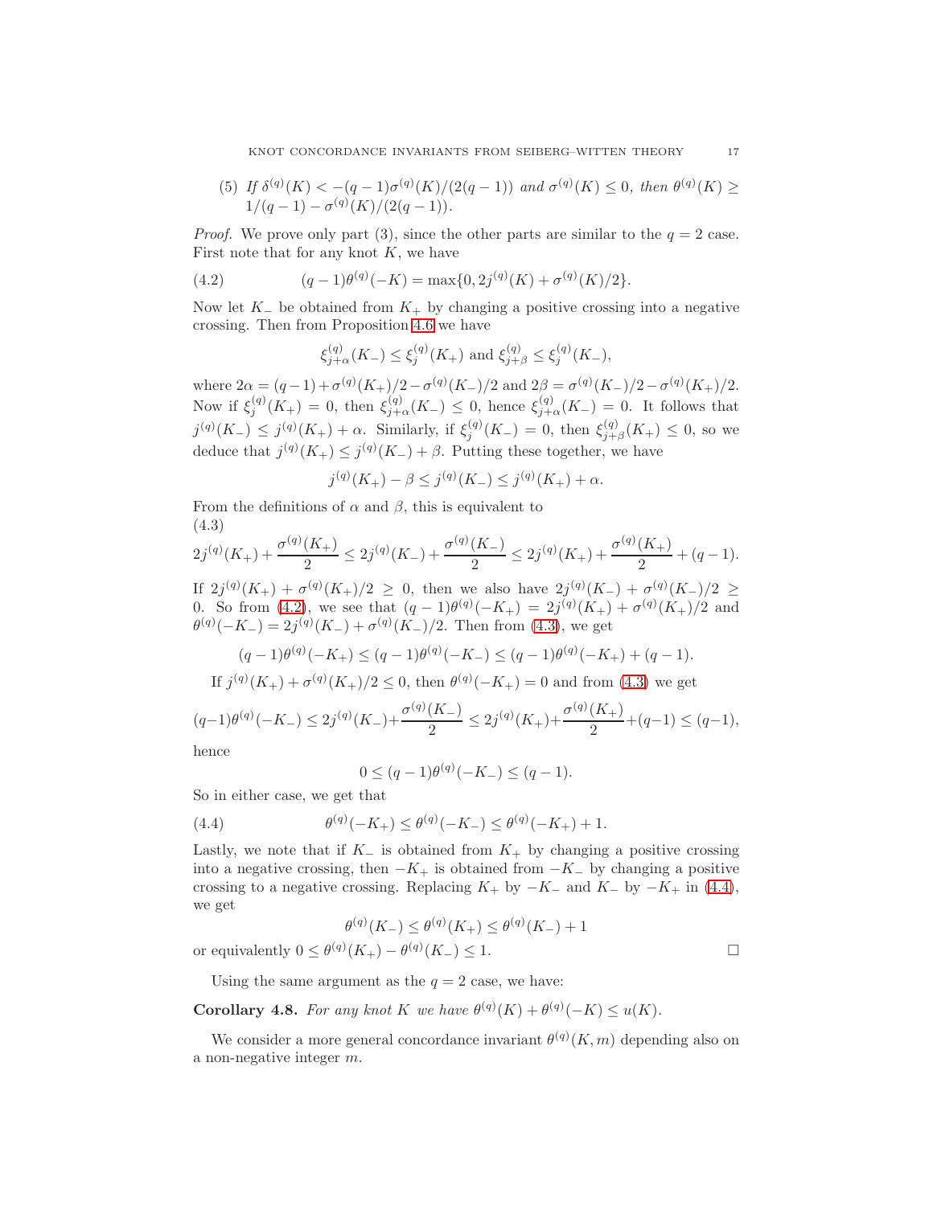(5) *If $\delta^{(q)}(K) < -(q-1)\sigma^{(q)}(K)/(2(q-1))$ and $\sigma^{(q)}(K) \leq 0$, then $\theta^{(q)}(K) \geq 1/(q-1) - \sigma^{(q)}(K)/(2(q-1))$.*

*Proof.* We prove only part (3), since the other parts are similar to the $q = 2$ case. First note that for any knot $K$, we have

$$(q-1)\theta^{(q)}(-K) = \max\{0, 2j^{(q)}(K) + \sigma^{(q)}(K)/2\}. \tag{4.2}$$

Now let $K_-$ be obtained from $K_+$ by changing a positive crossing into a negative crossing. Then from Proposition 4.6 we have

$$\xi^{(q)}_{j+\alpha}(K_-) \leq \xi^{(q)}_j(K_+) \text{ and } \xi^{(q)}_{j+\beta} \leq \xi^{(q)}_j(K_-),$$

where $2\alpha = (q-1) + \sigma^{(q)}(K_+)/2 - \sigma^{(q)}(K_-)/2$ and $2\beta = \sigma^{(q)}(K_-)/2 - \sigma^{(q)}(K_+)/2$. Now if $\xi^{(q)}_j(K_+) = 0$, then $\xi^{(q)}_{j+\alpha}(K_-) \leq 0$, hence $\xi^{(q)}_{j+\alpha}(K_-) = 0$. It follows that $j^{(q)}(K_-) \leq j^{(q)}(K_+) + \alpha$. Similarly, if $\xi^{(q)}_j(K_-) = 0$, then $\xi^{(q)}_{j+\beta}(K_+) \leq 0$, so we deduce that $j^{(q)}(K_+) \leq j^{(q)}(K_-) + \beta$. Putting these together, we have

$$j^{(q)}(K_+) - \beta \leq j^{(q)}(K_-) \leq j^{(q)}(K_+) + \alpha.$$

From the definitions of $\alpha$ and $\beta$, this is equivalent to

$$2j^{(q)}(K_+) + \frac{\sigma^{(q)}(K_+)}{2} \leq 2j^{(q)}(K_-) + \frac{\sigma^{(q)}(K_-)}{2} \leq 2j^{(q)}(K_+) + \frac{\sigma^{(q)}(K_+)}{2} + (q-1). \tag{4.3}$$

If $2j^{(q)}(K_+) + \sigma^{(q)}(K_+)/2 \geq 0$, then we also have $2j^{(q)}(K_-) + \sigma^{(q)}(K_-)/2 \geq 0$. So from (4.2), we see that $(q-1)\theta^{(q)}(-K_+) = 2j^{(q)}(K_+) + \sigma^{(q)}(K_+)/2$ and $\theta^{(q)}(-K_-) = 2j^{(q)}(K_-) + \sigma^{(q)}(K_-)/2$. Then from (4.3), we get

$$(q-1)\theta^{(q)}(-K_+) \leq (q-1)\theta^{(q)}(-K_-) \leq (q-1)\theta^{(q)}(-K_+) + (q-1).$$

If $j^{(q)}(K_+) + \sigma^{(q)}(K_+)/2 \leq 0$, then $\theta^{(q)}(-K_+) = 0$ and from (4.3) we get

$$(q-1)\theta^{(q)}(-K_-) \leq 2j^{(q)}(K_-) + \frac{\sigma^{(q)}(K_-)}{2} \leq 2j^{(q)}(K_+) + \frac{\sigma^{(q)}(K_+)}{2} + (q-1) \leq (q-1),$$

hence

$$0 \leq (q-1)\theta^{(q)}(-K_-) \leq (q-1).$$

So in either case, we get that

$$\theta^{(q)}(-K_+) \leq \theta^{(q)}(-K_-) \leq \theta^{(q)}(-K_+) + 1. \tag{4.4}$$

Lastly, we note that if $K_-$ is obtained from $K_+$ by changing a positive crossing into a negative crossing, then $-K_+$ is obtained from $-K_-$ by changing a positive crossing to a negative crossing. Replacing $K_+$ by $-K_-$ and $K_-$ by $-K_+$ in (4.4), we get

$$\theta^{(q)}(K_-) \leq \theta^{(q)}(K_+) \leq \theta^{(q)}(K_-) + 1$$

or equivalently $0 \leq \theta^{(q)}(K_+) - \theta^{(q)}(K_-) \leq 1$. □

Using the same argument as the $q = 2$ case, we have:

**Corollary 4.8.** *For any knot $K$ we have $\theta^{(q)}(K) + \theta^{(q)}(-K) \leq u(K)$.*

We consider a more general concordance invariant $\theta^{(q)}(K, m)$ depending also on a non-negative integer $m$.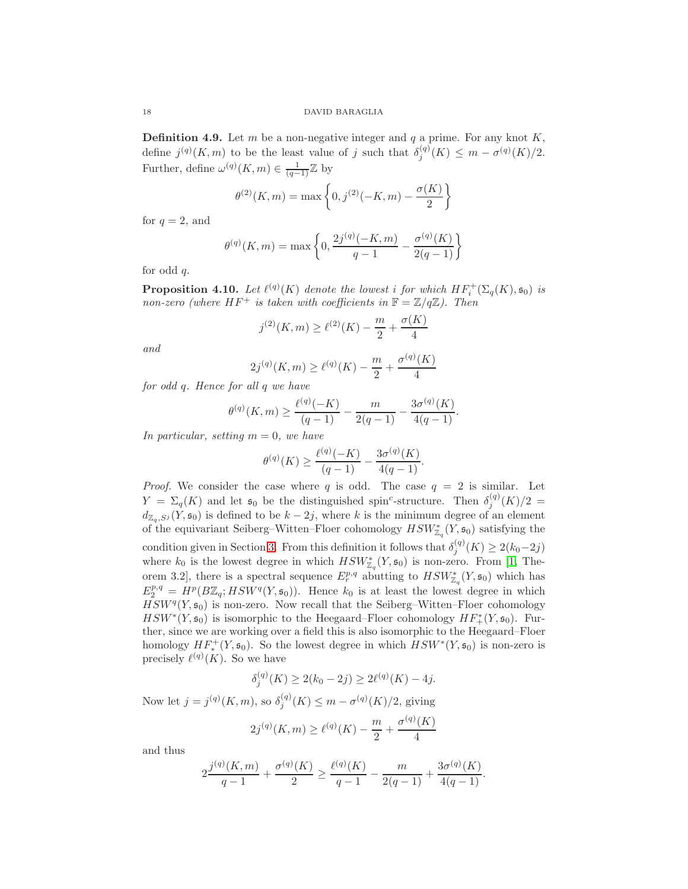**Definition 4.9.** Let $m$ be a non-negative integer and $q$ a prime. For any knot $K$, define $j^{(q)}(K,m)$ to be the least value of $j$ such that $\delta_j^{(q)}(K) \le m - \sigma^{(q)}(K)/2$. Further, define $\omega^{(q)}(K,m) \in \frac{1}{(q-1)}\mathbb{Z}$ by

$$\theta^{(2)}(K,m) = \max\left\{0, j^{(2)}(-K,m) - \frac{\sigma(K)}{2}\right\}$$

for $q = 2$, and

$$\theta^{(q)}(K,m) = \max\left\{0, \frac{2j^{(q)}(-K,m)}{q-1} - \frac{\sigma^{(q)}(K)}{2(q-1)}\right\}$$

for odd $q$.

**Proposition 4.10.** *Let $\ell^{(q)}(K)$ denote the lowest $i$ for which $HF_i^+(\Sigma_q(K), \mathfrak{s}_0)$ is non-zero (where $HF^+$ is taken with coefficients in $\mathbb{F} = \mathbb{Z}/q\mathbb{Z}$). Then*

$$j^{(2)}(K,m) \ge \ell^{(2)}(K) - \frac{m}{2} + \frac{\sigma(K)}{4}$$

*and*

$$2j^{(q)}(K,m) \ge \ell^{(q)}(K) - \frac{m}{2} + \frac{\sigma^{(q)}(K)}{4}$$

*for odd $q$. Hence for all $q$ we have*

$$\theta^{(q)}(K,m) \ge \frac{\ell^{(q)}(-K)}{(q-1)} - \frac{m}{2(q-1)} - \frac{3\sigma^{(q)}(K)}{4(q-1)}.$$

*In particular, setting $m = 0$, we have*

$$\theta^{(q)}(K) \ge \frac{\ell^{(q)}(-K)}{(q-1)} - \frac{3\sigma^{(q)}(K)}{4(q-1)}.$$

*Proof.* We consider the case where $q$ is odd. The case $q = 2$ is similar. Let $Y = \Sigma_q(K)$ and let $\mathfrak{s}_0$ be the distinguished spin$^c$-structure. Then $\delta_j^{(q)}(K)/2 = d_{\mathbb{Z}_q, S^j}(Y, \mathfrak{s}_0)$ is defined to be $k - 2j$, where $k$ is the minimum degree of an element of the equivariant Seiberg–Witten–Floer cohomology $HSW^*_{\mathbb{Z}_q}(Y, \mathfrak{s}_0)$ satisfying the condition given in Section 3. From this definition it follows that $\delta_j^{(q)}(K) \ge 2(k_0 - 2j)$ where $k_0$ is the lowest degree in which $HSW^*_{\mathbb{Z}_q}(Y, \mathfrak{s}_0)$ is non-zero. From [1, Theorem 3.2], there is a spectral sequence $E_r^{p,q}$ abutting to $HSW^*_{\mathbb{Z}_q}(Y, \mathfrak{s}_0)$ which has $E_2^{p,q} = H^p(B\mathbb{Z}_q; HSW^q(Y, \mathfrak{s}_0))$. Hence $k_0$ is at least the lowest degree in which $HSW^q(Y, \mathfrak{s}_0)$ is non-zero. Now recall that the Seiberg–Witten–Floer cohomology $HSW^*(Y, \mathfrak{s}_0)$ is isomorphic to the Heegaard–Floer cohomology $HF^*_+(Y, \mathfrak{s}_0)$. Further, since we are working over a field this is also isomorphic to the Heegaard–Floer homology $HF_*^+(Y, \mathfrak{s}_0)$. So the lowest degree in which $HSW^*(Y, \mathfrak{s}_0)$ is non-zero is precisely $\ell^{(q)}(K)$. So we have

$$\delta_j^{(q)}(K) \ge 2(k_0 - 2j) \ge 2\ell^{(q)}(K) - 4j.$$

Now let $j = j^{(q)}(K,m)$, so $\delta_j^{(q)}(K) \le m - \sigma^{(q)}(K)/2$, giving

$$2j^{(q)}(K,m) \ge \ell^{(q)}(K) - \frac{m}{2} + \frac{\sigma^{(q)}(K)}{4}$$

and thus

$$2\frac{j^{(q)}(K,m)}{q-1} + \frac{\sigma^{(q)}(K)}{2} \ge \frac{\ell^{(q)}(K)}{q-1} - \frac{m}{2(q-1)} + \frac{3\sigma^{(q)}(K)}{4(q-1)}.$$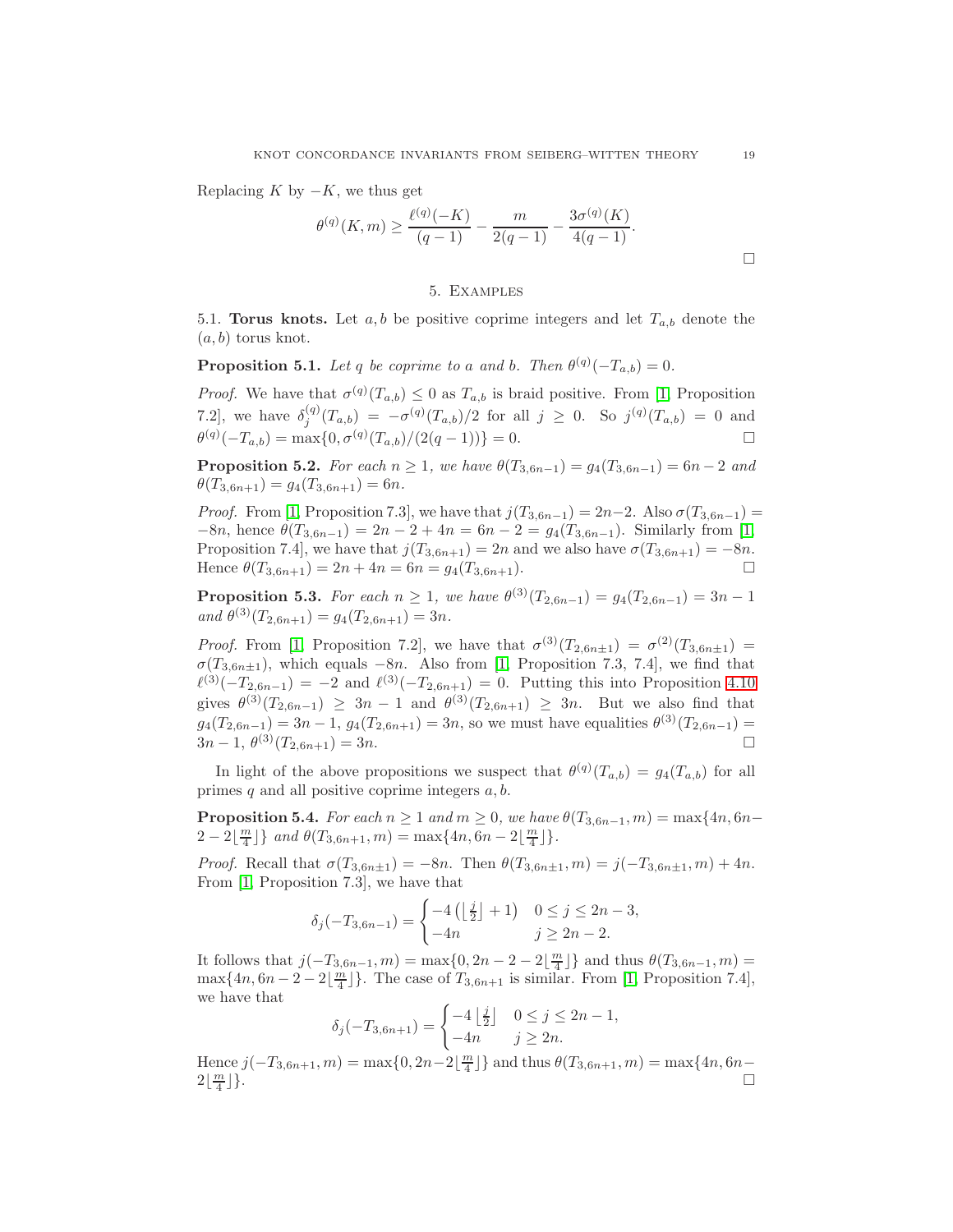Replacing $K$ by $-K$, we thus get

$$\theta^{(q)}(K,m) \geq \frac{\ell^{(q)}(-K)}{(q-1)} - \frac{m}{2(q-1)} - \frac{3\sigma^{(q)}(K)}{4(q-1)}.$$

□

## 5. Examples

5.1. **Torus knots.** Let $a, b$ be positive coprime integers and let $T_{a,b}$ denote the $(a,b)$ torus knot.

**Proposition 5.1.** *Let $q$ be coprime to $a$ and $b$. Then $\theta^{(q)}(-T_{a,b}) = 0$.*

*Proof.* We have that $\sigma^{(q)}(T_{a,b}) \leq 0$ as $T_{a,b}$ is braid positive. From [1, Proposition 7.2], we have $\delta_j^{(q)}(T_{a,b}) = -\sigma^{(q)}(T_{a,b})/2$ for all $j \geq 0$. So $j^{(q)}(T_{a,b}) = 0$ and $\theta^{(q)}(-T_{a,b}) = \max\{0, \sigma^{(q)}(T_{a,b})/(2(q-1))\} = 0$. □

**Proposition 5.2.** *For each $n \geq 1$, we have $\theta(T_{3,6n-1}) = g_4(T_{3,6n-1}) = 6n-2$ and $\theta(T_{3,6n+1}) = g_4(T_{3,6n+1}) = 6n$.*

*Proof.* From [1, Proposition 7.3], we have that $j(T_{3,6n-1}) = 2n-2$. Also $\sigma(T_{3,6n-1}) = -8n$, hence $\theta(T_{3,6n-1}) = 2n-2+4n = 6n-2 = g_4(T_{3,6n-1})$. Similarly from [1, Proposition 7.4], we have that $j(T_{3,6n+1}) = 2n$ and we also have $\sigma(T_{3,6n+1}) = -8n$. Hence $\theta(T_{3,6n+1}) = 2n + 4n = 6n = g_4(T_{3,6n+1})$. □

**Proposition 5.3.** *For each $n \geq 1$, we have $\theta^{(3)}(T_{2,6n-1}) = g_4(T_{2,6n-1}) = 3n-1$ and $\theta^{(3)}(T_{2,6n+1}) = g_4(T_{2,6n+1}) = 3n$.*

*Proof.* From [1, Proposition 7.2], we have that $\sigma^{(3)}(T_{2,6n\pm1}) = \sigma^{(2)}(T_{3,6n\pm1}) = \sigma(T_{3,6n\pm1})$, which equals $-8n$. Also from [1, Proposition 7.3, 7.4], we find that $\ell^{(3)}(-T_{2,6n-1}) = -2$ and $\ell^{(3)}(-T_{2,6n+1}) = 0$. Putting this into Proposition 4.10 gives $\theta^{(3)}(T_{2,6n-1}) \geq 3n-1$ and $\theta^{(3)}(T_{2,6n+1}) \geq 3n$. But we also find that $g_4(T_{2,6n-1}) = 3n-1$, $g_4(T_{2,6n+1}) = 3n$, so we must have equalities $\theta^{(3)}(T_{2,6n-1}) = 3n-1$, $\theta^{(3)}(T_{2,6n+1}) = 3n$. □

In light of the above propositions we suspect that $\theta^{(q)}(T_{a,b}) = g_4(T_{a,b})$ for all primes $q$ and all positive coprime integers $a, b$.

**Proposition 5.4.** *For each $n \geq 1$ and $m \geq 0$, we have $\theta(T_{3,6n-1}, m) = \max\{4n, 6n-2-2\lfloor \frac{m}{4} \rfloor\}$ and $\theta(T_{3,6n+1}, m) = \max\{4n, 6n - 2\lfloor \frac{m}{4} \rfloor\}$.*

*Proof.* Recall that $\sigma(T_{3,6n\pm1}) = -8n$. Then $\theta(T_{3,6n\pm1}, m) = j(-T_{3,6n\pm1}, m) + 4n$. From [1, Proposition 7.3], we have that

$$\delta_j(-T_{3,6n-1}) = \begin{cases} -4\left(\lfloor \frac{j}{2} \rfloor + 1\right) & 0 \leq j \leq 2n-3, \\ -4n & j \geq 2n-2. \end{cases}$$

It follows that $j(-T_{3,6n-1}, m) = \max\{0, 2n-2-2\lfloor \frac{m}{4} \rfloor\}$ and thus $\theta(T_{3,6n-1}, m) = \max\{4n, 6n-2-2\lfloor \frac{m}{4} \rfloor\}$. The case of $T_{3,6n+1}$ is similar. From [1, Proposition 7.4], we have that

$$\delta_j(-T_{3,6n+1}) = \begin{cases} -4\left\lfloor \frac{j}{2} \right\rfloor & 0 \leq j \leq 2n-1, \\ -4n & j \geq 2n. \end{cases}$$

Hence $j(-T_{3,6n+1}, m) = \max\{0, 2n-2\lfloor \frac{m}{4} \rfloor\}$ and thus $\theta(T_{3,6n+1}, m) = \max\{4n, 6n-2\lfloor \frac{m}{4} \rfloor\}$. □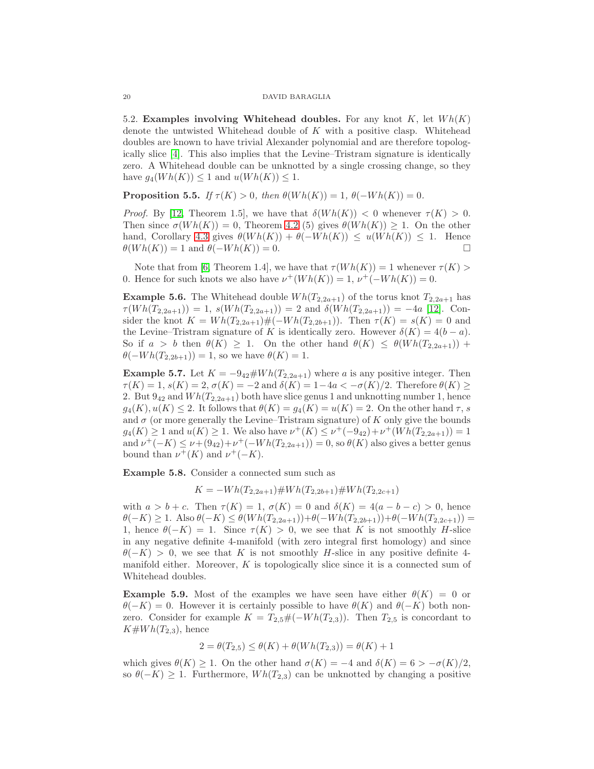5.2. **Examples involving Whitehead doubles.** For any knot $K$, let $Wh(K)$ denote the untwisted Whitehead double of $K$ with a positive clasp. Whitehead doubles are known to have trivial Alexander polynomial and are therefore topologically slice [4]. This also implies that the Levine–Tristram signature is identically zero. A Whitehead double can be unknotted by a single crossing change, so they have $g_4(Wh(K)) \leq 1$ and $u(Wh(K)) \leq 1$.

**Proposition 5.5.** *If $\tau(K) > 0$, then $\theta(Wh(K)) = 1$, $\theta(-Wh(K)) = 0$.*

*Proof.* By [12, Theorem 1.5], we have that $\delta(Wh(K)) < 0$ whenever $\tau(K) > 0$. Then since $\sigma(Wh(K)) = 0$, Theorem 4.2 (5) gives $\theta(Wh(K)) \geq 1$. On the other hand, Corollary 4.3 gives $\theta(Wh(K)) + \theta(-Wh(K)) \leq u(Wh(K)) \leq 1$. Hence $\theta(Wh(K)) = 1$ and $\theta(-Wh(K)) = 0$. $\square$

Note that from [6, Theorem 1.4], we have that $\tau(Wh(K)) = 1$ whenever $\tau(K) > 0$. Hence for such knots we also have $\nu^+(Wh(K)) = 1$, $\nu^+(-Wh(K)) = 0$.

**Example 5.6.** The Whitehead double $Wh(T_{2,2a+1})$ of the torus knot $T_{2,2a+1}$ has $\tau(Wh(T_{2,2a+1})) = 1$, $s(Wh(T_{2,2a+1})) = 2$ and $\delta(Wh(T_{2,2a+1})) = -4a$ [12]. Consider the knot $K = Wh(T_{2,2a+1})\#(-Wh(T_{2,2b+1}))$. Then $\tau(K) = s(K) = 0$ and the Levine–Tristram signature of $K$ is identically zero. However $\delta(K) = 4(b-a)$. So if $a > b$ then $\theta(K) \geq 1$. On the other hand $\theta(K) \leq \theta(Wh(T_{2,2a+1})) + \theta(-Wh(T_{2,2b+1})) = 1$, so we have $\theta(K) = 1$.

**Example 5.7.** Let $K = -9_{42}\#Wh(T_{2,2a+1})$ where $a$ is any positive integer. Then $\tau(K) = 1$, $s(K) = 2$, $\sigma(K) = -2$ and $\delta(K) = 1 - 4a < -\sigma(K)/2$. Therefore $\theta(K) \geq 2$. But $9_{42}$ and $Wh(T_{2,2a+1})$ both have slice genus 1 and unknotting number 1, hence $g_4(K), u(K) \leq 2$. It follows that $\theta(K) = g_4(K) = u(K) = 2$. On the other hand $\tau$, $s$ and $\sigma$ (or more generally the Levine–Tristram signature) of $K$ only give the bounds $g_4(K) \geq 1$ and $u(K) \geq 1$. We also have $\nu^+(K) \leq \nu^+(-9_{42}) + \nu^+(Wh(T_{2,2a+1})) = 1$ and $\nu^+(-K) \leq \nu+(9_{42}) + \nu^+(-Wh(T_{2,2a+1})) = 0$, so $\theta(K)$ also gives a better genus bound than $\nu^+(K)$ and $\nu^+(-K)$.

**Example 5.8.** Consider a connected sum such as

$$K = -Wh(T_{2,2a+1})\#Wh(T_{2,2b+1})\#Wh(T_{2,2c+1})$$

with $a > b + c$. Then $\tau(K) = 1$, $\sigma(K) = 0$ and $\delta(K) = 4(a - b - c) > 0$, hence $\theta(-K) \geq 1$. Also $\theta(-K) \leq \theta(Wh(T_{2,2a+1})) + \theta(-Wh(T_{2,2b+1})) + \theta(-Wh(T_{2,2c+1})) = 1$, hence $\theta(-K) = 1$. Since $\tau(K) > 0$, we see that $K$ is not smoothly $H$-slice in any negative definite 4-manifold (with zero integral first homology) and since $\theta(-K) > 0$, we see that $K$ is not smoothly $H$-slice in any positive definite 4-manifold either. Moreover, $K$ is topologically slice since it is a connected sum of Whitehead doubles.

**Example 5.9.** Most of the examples we have seen have either $\theta(K) = 0$ or $\theta(-K) = 0$. However it is certainly possible to have $\theta(K)$ and $\theta(-K)$ both nonzero. Consider for example $K = T_{2,5}\#(-Wh(T_{2,3}))$. Then $T_{2,5}$ is concordant to $K\#Wh(T_{2,3})$, hence

$$2 = \theta(T_{2,5}) \leq \theta(K) + \theta(Wh(T_{2,3})) = \theta(K) + 1$$

which gives $\theta(K) \geq 1$. On the other hand $\sigma(K) = -4$ and $\delta(K) = 6 > -\sigma(K)/2$, so $\theta(-K) \geq 1$. Furthermore, $Wh(T_{2,3})$ can be unknotted by changing a positive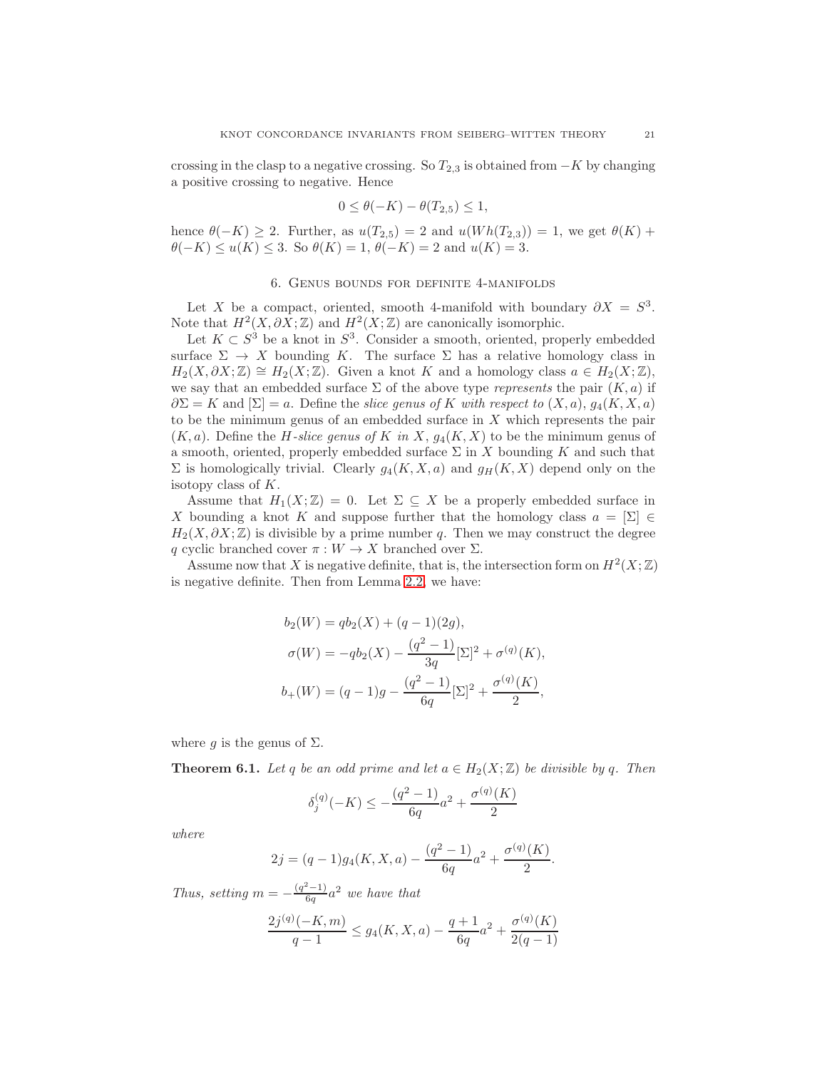crossing in the clasp to a negative crossing. So $T_{2,3}$ is obtained from $-K$ by changing a positive crossing to negative. Hence

$$0 \leq \theta(-K) - \theta(T_{2,5}) \leq 1,$$

hence $\theta(-K) \geq 2$. Further, as $u(T_{2,5}) = 2$ and $u(Wh(T_{2,3})) = 1$, we get $\theta(K) + \theta(-K) \leq u(K) \leq 3$. So $\theta(K) = 1$, $\theta(-K) = 2$ and $u(K) = 3$.

## 6. Genus bounds for definite 4-manifolds

Let $X$ be a compact, oriented, smooth 4-manifold with boundary $\partial X = S^3$. Note that $H^2(X, \partial X; \mathbb{Z})$ and $H^2(X; \mathbb{Z})$ are canonically isomorphic.

Let $K \subset S^3$ be a knot in $S^3$. Consider a smooth, oriented, properly embedded surface $\Sigma \to X$ bounding $K$. The surface $\Sigma$ has a relative homology class in $H_2(X, \partial X; \mathbb{Z}) \cong H_2(X; \mathbb{Z})$. Given a knot $K$ and a homology class $a \in H_2(X; \mathbb{Z})$, we say that an embedded surface $\Sigma$ of the above type *represents* the pair $(K, a)$ if $\partial\Sigma = K$ and $[\Sigma] = a$. Define the *slice genus of* $K$ *with respect to* $(X, a)$, $g_4(K, X, a)$ to be the minimum genus of an embedded surface in $X$ which represents the pair $(K, a)$. Define the *H-slice genus of* $K$ *in* $X$, $g_4(K, X)$ to be the minimum genus of a smooth, oriented, properly embedded surface $\Sigma$ in $X$ bounding $K$ and such that $\Sigma$ is homologically trivial. Clearly $g_4(K, X, a)$ and $g_H(K, X)$ depend only on the isotopy class of $K$.

Assume that $H_1(X; \mathbb{Z}) = 0$. Let $\Sigma \subseteq X$ be a properly embedded surface in $X$ bounding a knot $K$ and suppose further that the homology class $a = [\Sigma] \in H_2(X, \partial X; \mathbb{Z})$ is divisible by a prime number $q$. Then we may construct the degree $q$ cyclic branched cover $\pi : W \to X$ branched over $\Sigma$.

Assume now that $X$ is negative definite, that is, the intersection form on $H^2(X; \mathbb{Z})$ is negative definite. Then from Lemma 2.2, we have:

$$\begin{aligned}
b_2(W) &= qb_2(X) + (q-1)(2g), \\
\sigma(W) &= -qb_2(X) - \frac{(q^2-1)}{3q}[\Sigma]^2 + \sigma^{(q)}(K), \\
b_+(W) &= (q-1)g - \frac{(q^2-1)}{6q}[\Sigma]^2 + \frac{\sigma^{(q)}(K)}{2},
\end{aligned}$$

where $g$ is the genus of $\Sigma$.

**Theorem 6.1.** *Let $q$ be an odd prime and let $a \in H_2(X; \mathbb{Z})$ be divisible by $q$. Then*

$$\delta_j^{(q)}(-K) \leq -\frac{(q^2-1)}{6q}a^2 + \frac{\sigma^{(q)}(K)}{2}$$

*where*

$$2j = (q-1)g_4(K, X, a) - \frac{(q^2-1)}{6q}a^2 + \frac{\sigma^{(q)}(K)}{2}.$$

*Thus, setting $m = -\frac{(q^2-1)}{6q}a^2$ we have that*

$$\frac{2j^{(q)}(-K, m)}{q-1} \leq g_4(K, X, a) - \frac{q+1}{6q}a^2 + \frac{\sigma^{(q)}(K)}{2(q-1)}$$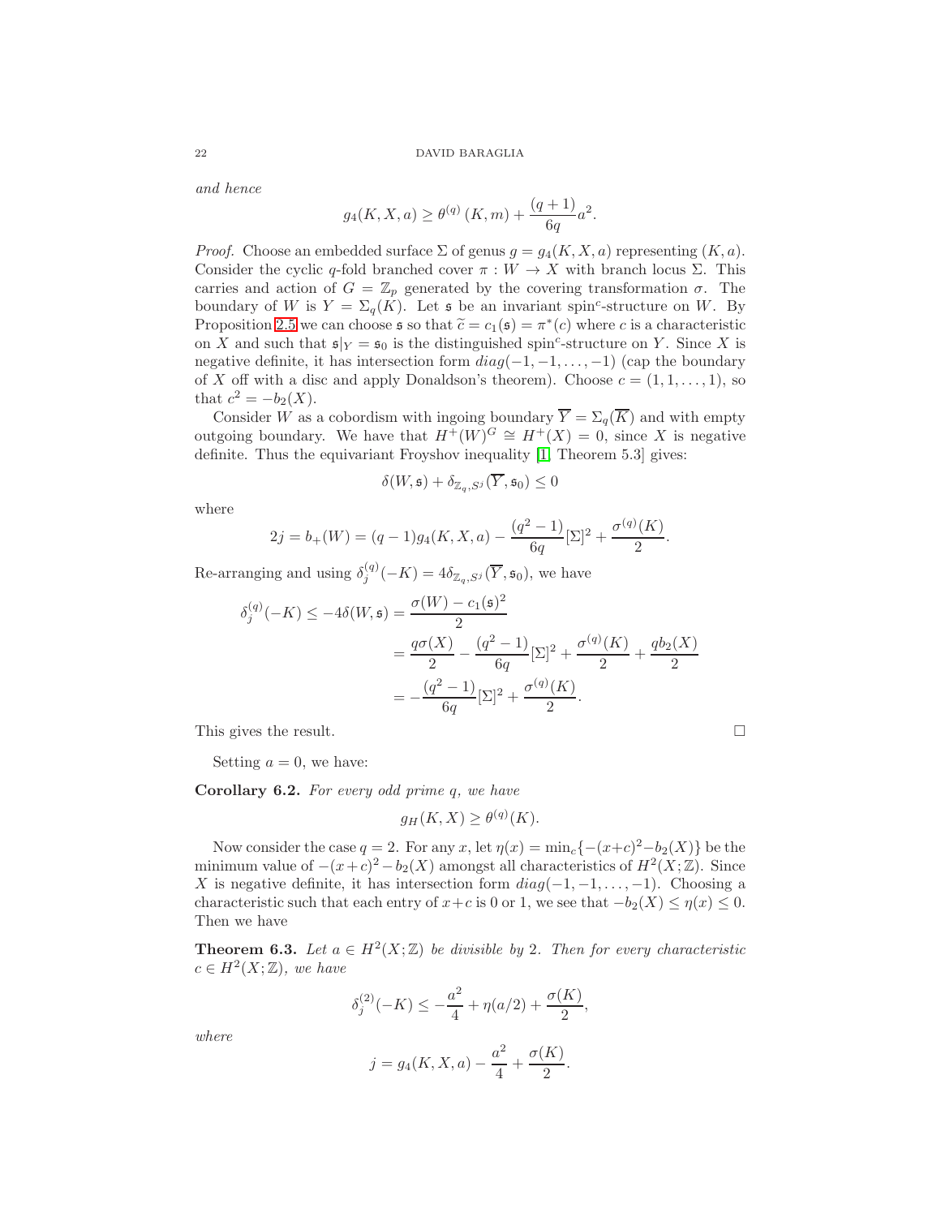*and hence*

$$g_4(K,X,a) \geq \theta^{(q)}(K,m) + \frac{(q+1)}{6q}a^2.$$

*Proof.* Choose an embedded surface $\Sigma$ of genus $g = g_4(K,X,a)$ representing $(K,a)$. Consider the cyclic $q$-fold branched cover $\pi : W \to X$ with branch locus $\Sigma$. This carries and action of $G = \mathbb{Z}_p$ generated by the covering transformation $\sigma$. The boundary of $W$ is $Y = \Sigma_q(K)$. Let $\mathfrak{s}$ be an invariant spin$^c$-structure on $W$. By Proposition 2.5 we can choose $\mathfrak{s}$ so that $\widetilde{c} = c_1(\mathfrak{s}) = \pi^*(c)$ where $c$ is a characteristic on $X$ and such that $\mathfrak{s}|_Y = \mathfrak{s}_0$ is the distinguished spin$^c$-structure on $Y$. Since $X$ is negative definite, it has intersection form $diag(-1,-1,\dots,-1)$ (cap the boundary of $X$ off with a disc and apply Donaldson's theorem). Choose $c = (1,1,\dots,1)$, so that $c^2 = -b_2(X)$.

Consider $W$ as a cobordism with ingoing boundary $\overline{Y} = \Sigma_q(\overline{K})$ and with empty outgoing boundary. We have that $H^+(W)^G \cong H^+(X) = 0$, since $X$ is negative definite. Thus the equivariant Froyshov inequality [1, Theorem 5.3] gives:

$$\delta(W,\mathfrak{s}) + \delta_{\mathbb{Z}_q,S^j}(\overline{Y},\mathfrak{s}_0) \leq 0$$

where

$$2j = b_+(W) = (q-1)g_4(K,X,a) - \frac{(q^2-1)}{6q}[\Sigma]^2 + \frac{\sigma^{(q)}(K)}{2}.$$

Re-arranging and using $\delta^{(q)}_j(-K) = 4\delta_{\mathbb{Z}_q,S^j}(\overline{Y},\mathfrak{s}_0)$, we have

$$\begin{aligned}
\delta^{(q)}_j(-K) \leq -4\delta(W,\mathfrak{s}) &= \frac{\sigma(W) - c_1(\mathfrak{s})^2}{2} \\
&= \frac{q\sigma(X)}{2} - \frac{(q^2-1)}{6q}[\Sigma]^2 + \frac{\sigma^{(q)}(K)}{2} + \frac{qb_2(X)}{2} \\
&= -\frac{(q^2-1)}{6q}[\Sigma]^2 + \frac{\sigma^{(q)}(K)}{2}.
\end{aligned}$$

This gives the result. $\square$

Setting $a = 0$, we have:

**Corollary 6.2.** *For every odd prime $q$, we have*

$$g_H(K,X) \geq \theta^{(q)}(K).$$

Now consider the case $q = 2$. For any $x$, let $\eta(x) = \min_c\{-(x+c)^2 - b_2(X)\}$ be the minimum value of $-(x+c)^2 - b_2(X)$ amongst all characteristics of $H^2(X;\mathbb{Z})$. Since $X$ is negative definite, it has intersection form $diag(-1,-1,\dots,-1)$. Choosing a characteristic such that each entry of $x+c$ is 0 or 1, we see that $-b_2(X) \leq \eta(x) \leq 0$. Then we have

**Theorem 6.3.** *Let $a \in H^2(X;\mathbb{Z})$ be divisible by 2. Then for every characteristic $c \in H^2(X;\mathbb{Z})$, we have*

$$\delta^{(2)}_j(-K) \leq -\frac{a^2}{4} + \eta(a/2) + \frac{\sigma(K)}{2},$$

*where*

$$j = g_4(K,X,a) - \frac{a^2}{4} + \frac{\sigma(K)}{2}.$$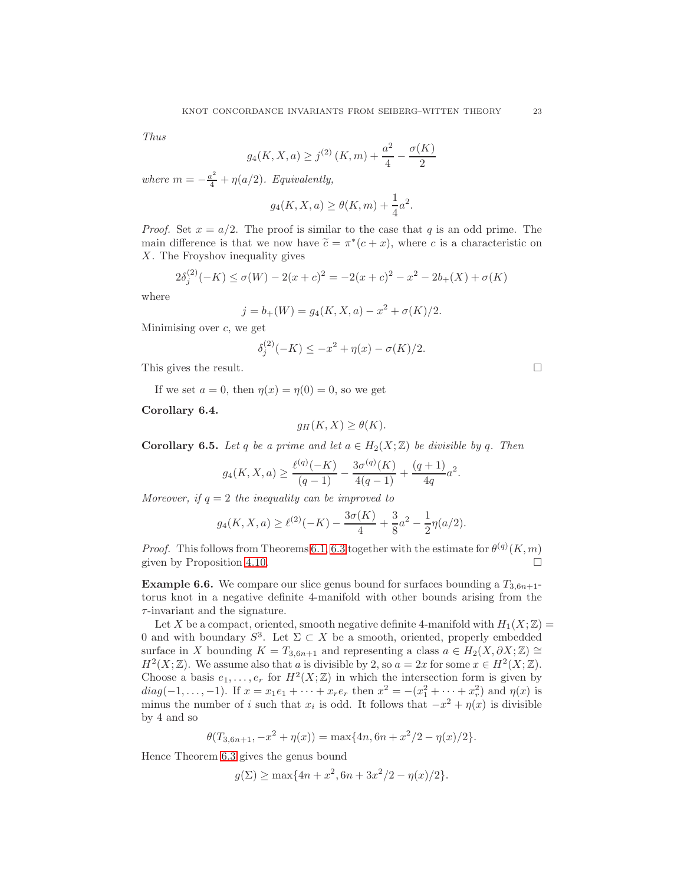*Thus*

$$g_4(K,X,a) \geq j^{(2)}(K,m) + \frac{a^2}{4} - \frac{\sigma(K)}{2}$$

*where* $m = -\frac{a^2}{4} + \eta(a/2)$*. Equivalently,*

$$g_4(K,X,a) \geq \theta(K,m) + \frac{1}{4}a^2.$$

*Proof.* Set $x = a/2$. The proof is similar to the case that $q$ is an odd prime. The main difference is that we now have $\widetilde{c} = \pi^*(c+x)$, where $c$ is a characteristic on $X$. The Froyshov inequality gives

$$2\delta_j^{(2)}(-K) \leq \sigma(W) - 2(x+c)^2 = -2(x+c)^2 - x^2 - 2b_+(X) + \sigma(K)$$

where

$$j = b_+(W) = g_4(K,X,a) - x^2 + \sigma(K)/2.$$

Minimising over $c$, we get

$$\delta_j^{(2)}(-K) \leq -x^2 + \eta(x) - \sigma(K)/2.$$

This gives the result. $\square$

If we set $a = 0$, then $\eta(x) = \eta(0) = 0$, so we get

**Corollary 6.4.**

$$g_H(K,X) \geq \theta(K).$$

**Corollary 6.5.** *Let $q$ be a prime and let $a \in H_2(X;\mathbb{Z})$ be divisible by $q$. Then*

$$g_4(K,X,a) \geq \frac{\ell^{(q)}(-K)}{(q-1)} - \frac{3\sigma^{(q)}(K)}{4(q-1)} + \frac{(q+1)}{4q}a^2.$$

*Moreover, if $q = 2$ the inequality can be improved to*

$$g_4(K,X,a) \geq \ell^{(2)}(-K) - \frac{3\sigma(K)}{4} + \frac{3}{8}a^2 - \frac{1}{2}\eta(a/2).$$

*Proof.* This follows from Theorems 6.1, 6.3 together with the estimate for $\theta^{(q)}(K,m)$ given by Proposition 4.10. $\square$

**Example 6.6.** We compare our slice genus bound for surfaces bounding a $T_{3,6n+1}$-torus knot in a negative definite 4-manifold with other bounds arising from the $\tau$-invariant and the signature.

Let $X$ be a compact, oriented, smooth negative definite 4-manifold with $H_1(X;\mathbb{Z}) = 0$ and with boundary $S^3$. Let $\Sigma \subset X$ be a smooth, oriented, properly embedded surface in $X$ bounding $K = T_{3,6n+1}$ and representing a class $a \in H_2(X,\partial X;\mathbb{Z}) \cong H^2(X;\mathbb{Z})$. We assume also that $a$ is divisible by 2, so $a = 2x$ for some $x \in H^2(X;\mathbb{Z})$. Choose a basis $e_1,\dots,e_r$ for $H^2(X;\mathbb{Z})$ in which the intersection form is given by $diag(-1,\dots,-1)$. If $x = x_1e_1 + \cdots + x_re_r$ then $x^2 = -(x_1^2 + \cdots + x_r^2)$ and $\eta(x)$ is minus the number of $i$ such that $x_i$ is odd. It follows that $-x^2 + \eta(x)$ is divisible by 4 and so

$$\theta(T_{3,6n+1}, -x^2 + \eta(x)) = \max\{4n, 6n + x^2/2 - \eta(x)/2\}.$$

Hence Theorem 6.3 gives the genus bound

$$g(\Sigma) \geq \max\{4n + x^2, 6n + 3x^2/2 - \eta(x)/2\}.$$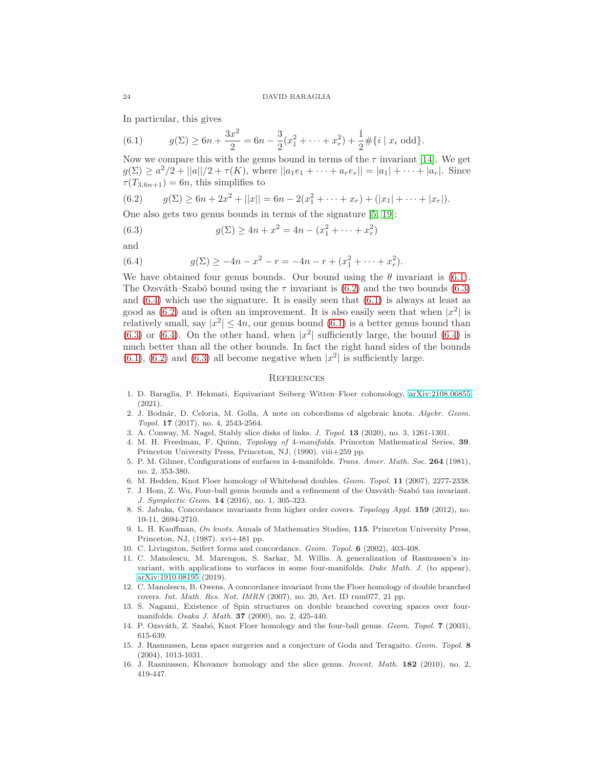In particular, this gives

$$g(\Sigma) \geq 6n + \frac{3x^2}{2} = 6n - \frac{3}{2}(x_1^2 + \cdots + x_r^2) + \frac{1}{2}\#\{i \mid x_i \text{ odd}\}. \tag{6.1}$$

Now we compare this with the genus bound in terms of the $\tau$ invariant [14]. We get $g(\Sigma) \geq a^2/2 + ||a||/2 + \tau(K)$, where $||a_1 e_1 + \cdots + a_r e_r|| = |a_1| + \cdots + |a_r|$. Since $\tau(T_{3,6n+1}) = 6n$, this simplifies to

$$g(\Sigma) \geq 6n + 2x^2 + ||x|| = 6n - 2(x_1^2 + \cdots + x_r) + (|x_1| + \cdots + |x_r|). \tag{6.2}$$

One also gets two genus bounds in terms of the signature [5, 19]:

$$g(\Sigma) \geq 4n + x^2 = 4n - (x_1^2 + \cdots + x_r^2) \tag{6.3}$$

and

$$g(\Sigma) \geq -4n - x^2 - r = -4n - r + (x_1^2 + \cdots + x_r^2). \tag{6.4}$$

We have obtained four genus bounds. Our bound using the $\theta$ invariant is (6.1). The Ozsváth–Szabó bound using the $\tau$ invariant is (6.2) and the two bounds (6.3) and (6.4) which use the signature. It is easily seen that (6.1) is always at least as good as (6.2) and is often an improvement. It is also easily seen that when $|x^2|$ is relatively small, say $|x^2| \leq 4n$, our genus bound (6.1) is a better genus bound than (6.3) or (6.4). On the other hand, when $|x^2|$ sufficiently large, the bound (6.4) is much better than all the other bounds. In fact the right hand sides of the bounds (6.1), (6.2) and (6.3) all become negative when $|x^2|$ is sufficiently large.

## References

1. D. Baraglia, P. Hekmati, Equivariant Seiberg–Witten–Floer cohomology, arXiv:2108.06855 (2021).
2. J. Bodnár, D. Celoria, M. Golla, A note on cobordisms of algebraic knots. *Algebr. Geom. Topol.* **17** (2017), no. 4, 2543-2564.
3. A. Conway, M. Nagel, Stably slice disks of links. *J. Topol.* **13** (2020), no. 3, 1261-1301.
4. M. H. Freedman, F. Quinn, *Topology of 4-manifolds*. Princeton Mathematical Series, **39**. Princeton University Press, Princeton, NJ, (1990). viii+259 pp.
5. P. M. Gilmer, Configurations of surfaces in 4-manifolds. *Trans. Amer. Math. Soc.* **264** (1981), no. 2, 353-380.
6. M. Hedden, Knot Floer homology of Whitehead doubles. *Geom. Topol.* **11** (2007), 2277-2338.
7. J. Hom, Z. Wu, Four-ball genus bounds and a refinement of the Ozsváth–Szabó tau invariant. *J. Symplectic Geom.* **14** (2016), no. 1, 305-323.
8. S. Jabuka, Concordance invariants from higher order covers. *Topology Appl.* **159** (2012), no. 10-11, 2694-2710.
9. L. H. Kauffman, *On knots*. Annals of Mathematics Studies, **115**. Princeton University Press, Princeton, NJ, (1987). xvi+481 pp.
10. C. Livingston, Seifert forms and concordance. *Geom. Topol.* **6** (2002), 403-408.
11. C. Manolescu, M. Marengon, S. Sarkar, M. Willis. A generalization of Rasmussen's invariant, with applications to surfaces in some four-manifolds. *Duke Math. J.* (to appear), arXiv:1910.08195 (2019).
12. C. Manolescu, B. Owens, A concordance invariant from the Floer homology of double branched covers. *Int. Math. Res. Not. IMRN* (2007), no. 20, Art. ID rnm077, 21 pp.
13. S. Nagami, Existence of Spin structures on double branched covering spaces over four-manifolds. *Osaka J. Math.* **37** (2000), no. 2, 425-440.
14. P. Ozsváth, Z. Szabó, Knot Floer homology and the four-ball genus. *Geom. Topol.* **7** (2003), 615-639.
15. J. Rasmussen, Lens space surgeries and a conjecture of Goda and Teragaito. *Geom. Topol.* **8** (2004), 1013-1031.
16. J. Rasmussen, Khovanov homology and the slice genus. *Invent. Math.* **182** (2010), no. 2, 419-447.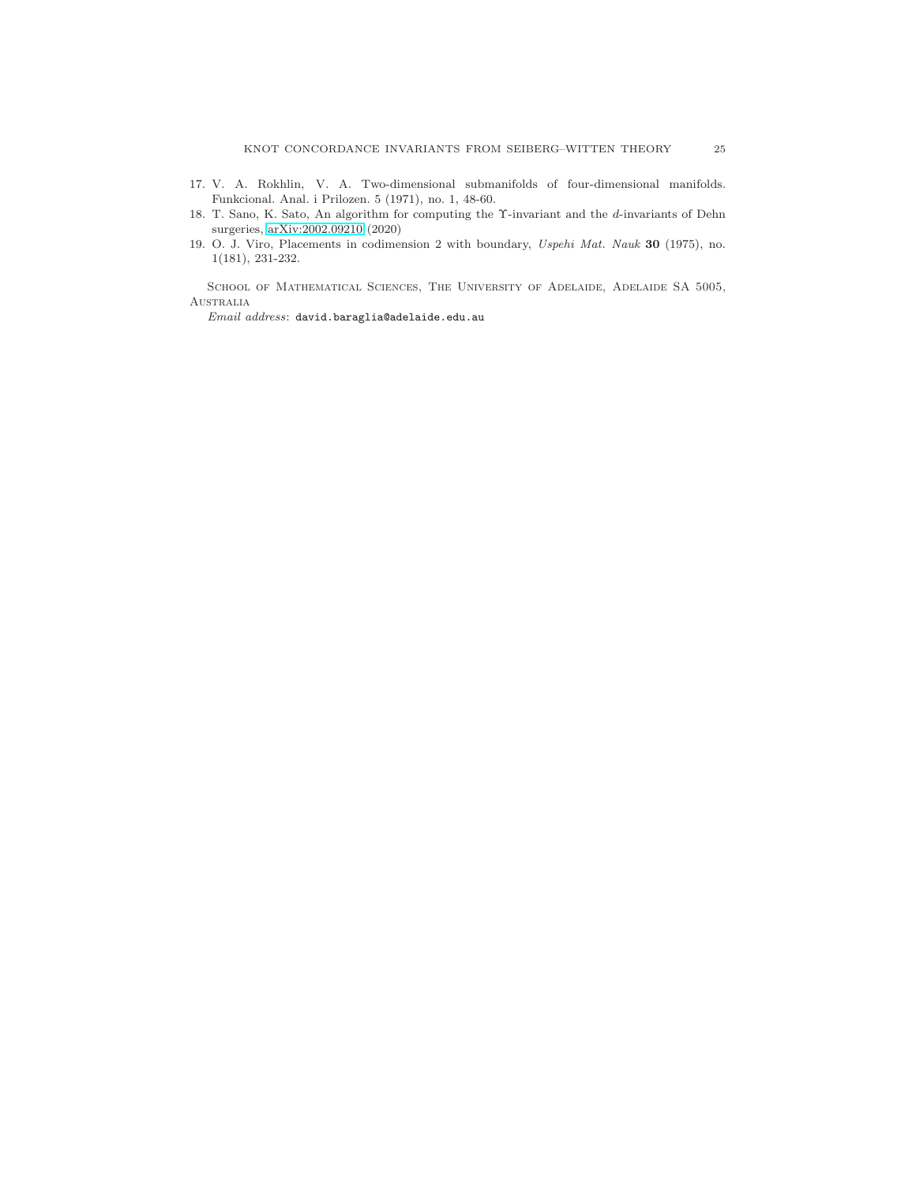17. V. A. Rokhlin, V. A. Two-dimensional submanifolds of four-dimensional manifolds. Funkcional. Anal. i Prilozen. 5 (1971), no. 1, 48-60.
18. T. Sano, K. Sato, An algorithm for computing the $\Upsilon$-invariant and the $d$-invariants of Dehn surgeries, arXiv:2002.09210 (2020)
19. O. J. Viro, Placements in codimension 2 with boundary, *Uspehi Mat. Nauk* **30** (1975), no. 1(181), 231-232.

School of Mathematical Sciences, The University of Adelaide, Adelaide SA 5005, Australia

*Email address*: `david.baraglia@adelaide.edu.au`